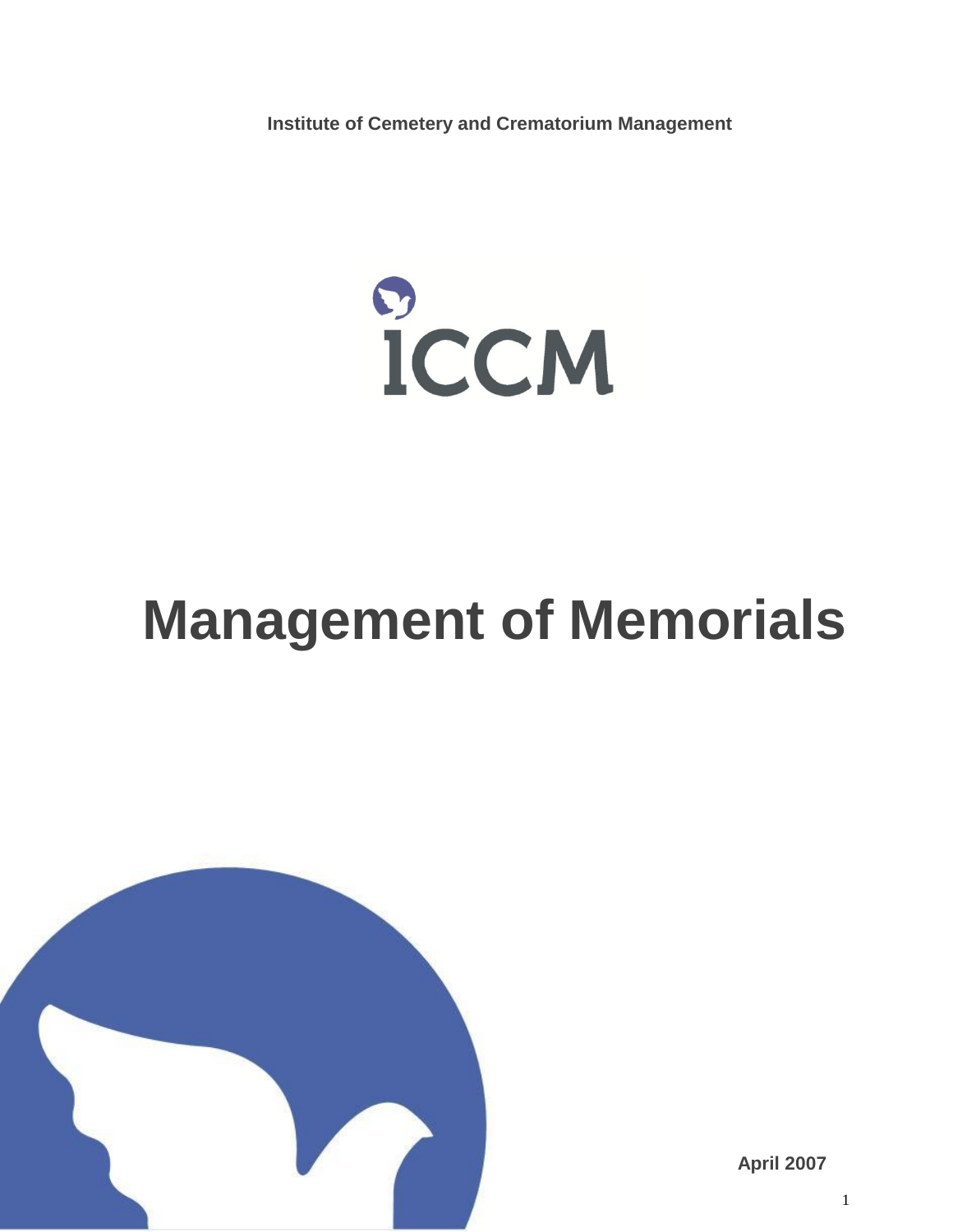**Institute of Cemetery and Crematorium Management**

ICCM

# Management of Memorials

**April 2007**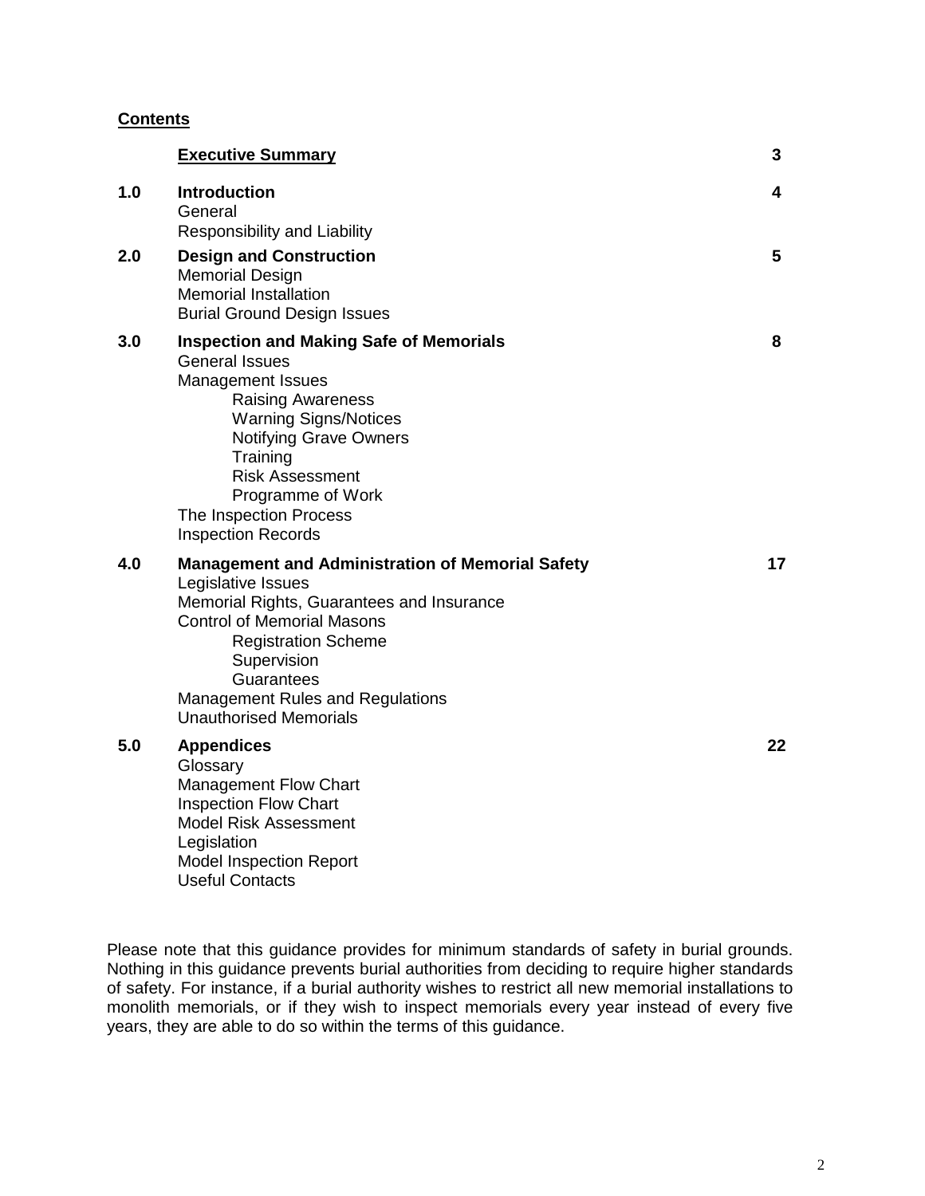## Contents

| | | |
|---|---|---|
| | **Executive Summary** | **3** |
| **1.0** | **Introduction**<br>General<br>Responsibility and Liability | **4** |
| **2.0** | **Design and Construction**<br>Memorial Design<br>Memorial Installation<br>Burial Ground Design Issues | **5** |
| **3.0** | **Inspection and Making Safe of Memorials**<br>General Issues<br>Management Issues<br>&nbsp;&nbsp;&nbsp;&nbsp;Raising Awareness<br>&nbsp;&nbsp;&nbsp;&nbsp;Warning Signs/Notices<br>&nbsp;&nbsp;&nbsp;&nbsp;Notifying Grave Owners<br>&nbsp;&nbsp;&nbsp;&nbsp;Training<br>&nbsp;&nbsp;&nbsp;&nbsp;Risk Assessment<br>&nbsp;&nbsp;&nbsp;&nbsp;Programme of Work<br>The Inspection Process<br>Inspection Records | **8** |
| **4.0** | **Management and Administration of Memorial Safety**<br>Legislative Issues<br>Memorial Rights, Guarantees and Insurance<br>Control of Memorial Masons<br>&nbsp;&nbsp;&nbsp;&nbsp;Registration Scheme<br>&nbsp;&nbsp;&nbsp;&nbsp;Supervision<br>&nbsp;&nbsp;&nbsp;&nbsp;Guarantees<br>Management Rules and Regulations<br>Unauthorised Memorials | **17** |
| **5.0** | **Appendices**<br>Glossary<br>Management Flow Chart<br>Inspection Flow Chart<br>Model Risk Assessment<br>Legislation<br>Model Inspection Report<br>Useful Contacts | **22** |

Please note that this guidance provides for minimum standards of safety in burial grounds. Nothing in this guidance prevents burial authorities from deciding to require higher standards of safety. For instance, if a burial authority wishes to restrict all new memorial installations to monolith memorials, or if they wish to inspect memorials every year instead of every five years, they are able to do so within the terms of this guidance.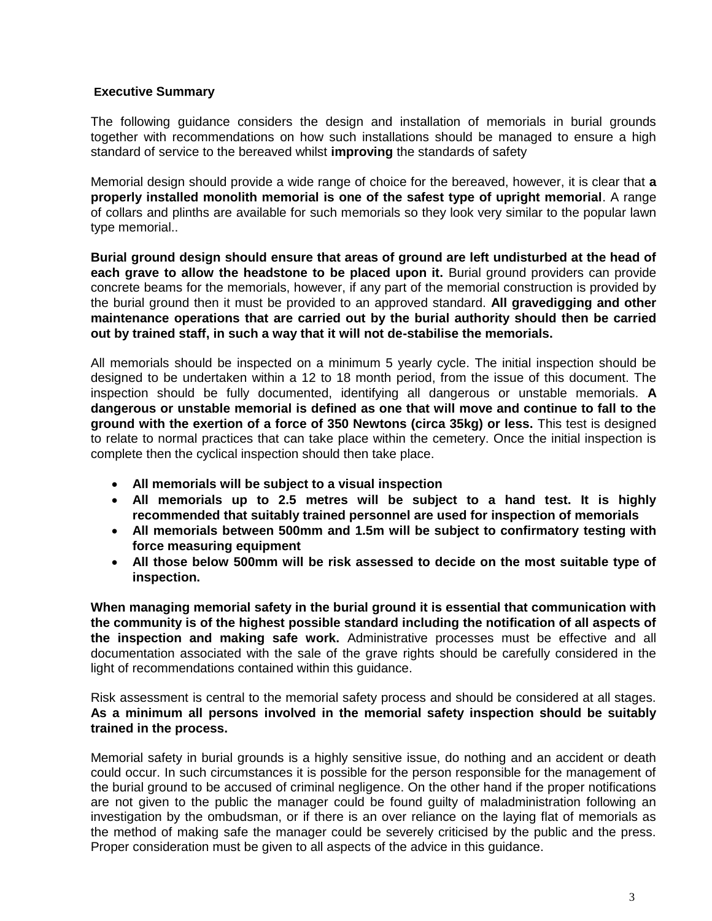## Executive Summary

The following guidance considers the design and installation of memorials in burial grounds together with recommendations on how such installations should be managed to ensure a high standard of service to the bereaved whilst **improving** the standards of safety

Memorial design should provide a wide range of choice for the bereaved, however, it is clear that **a properly installed monolith memorial is one of the safest type of upright memorial**. A range of collars and plinths are available for such memorials so they look very similar to the popular lawn type memorial..

**Burial ground design should ensure that areas of ground are left undisturbed at the head of each grave to allow the headstone to be placed upon it.** Burial ground providers can provide concrete beams for the memorials, however, if any part of the memorial construction is provided by the burial ground then it must be provided to an approved standard. **All gravedigging and other maintenance operations that are carried out by the burial authority should then be carried out by trained staff, in such a way that it will not de-stabilise the memorials.**

All memorials should be inspected on a minimum 5 yearly cycle. The initial inspection should be designed to be undertaken within a 12 to 18 month period, from the issue of this document. The inspection should be fully documented, identifying all dangerous or unstable memorials. **A dangerous or unstable memorial is defined as one that will move and continue to fall to the ground with the exertion of a force of 350 Newtons (circa 35kg) or less.** This test is designed to relate to normal practices that can take place within the cemetery. Once the initial inspection is complete then the cyclical inspection should then take place.

- **All memorials will be subject to a visual inspection**
- **All memorials up to 2.5 metres will be subject to a hand test. It is highly recommended that suitably trained personnel are used for inspection of memorials**
- **All memorials between 500mm and 1.5m will be subject to confirmatory testing with force measuring equipment**
- **All those below 500mm will be risk assessed to decide on the most suitable type of inspection.**

**When managing memorial safety in the burial ground it is essential that communication with the community is of the highest possible standard including the notification of all aspects of the inspection and making safe work.** Administrative processes must be effective and all documentation associated with the sale of the grave rights should be carefully considered in the light of recommendations contained within this guidance.

Risk assessment is central to the memorial safety process and should be considered at all stages. **As a minimum all persons involved in the memorial safety inspection should be suitably trained in the process.**

Memorial safety in burial grounds is a highly sensitive issue, do nothing and an accident or death could occur. In such circumstances it is possible for the person responsible for the management of the burial ground to be accused of criminal negligence. On the other hand if the proper notifications are not given to the public the manager could be found guilty of maladministration following an investigation by the ombudsman, or if there is an over reliance on the laying flat of memorials as the method of making safe the manager could be severely criticised by the public and the press. Proper consideration must be given to all aspects of the advice in this guidance.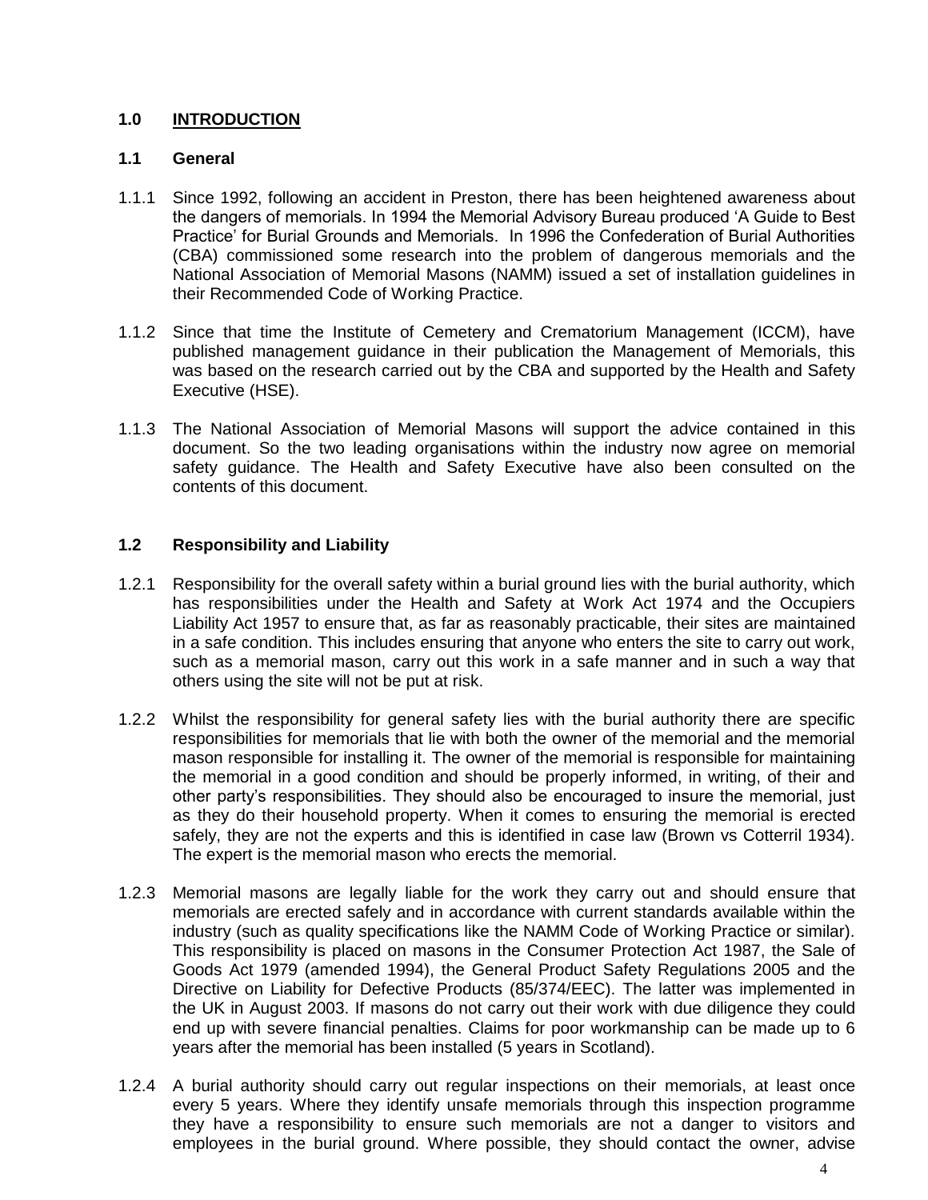# 1.0 INTRODUCTION

## 1.1 General

1.1.1 Since 1992, following an accident in Preston, there has been heightened awareness about the dangers of memorials. In 1994 the Memorial Advisory Bureau produced 'A Guide to Best Practice' for Burial Grounds and Memorials. In 1996 the Confederation of Burial Authorities (CBA) commissioned some research into the problem of dangerous memorials and the National Association of Memorial Masons (NAMM) issued a set of installation guidelines in their Recommended Code of Working Practice.

1.1.2 Since that time the Institute of Cemetery and Crematorium Management (ICCM), have published management guidance in their publication the Management of Memorials, this was based on the research carried out by the CBA and supported by the Health and Safety Executive (HSE).

1.1.3 The National Association of Memorial Masons will support the advice contained in this document. So the two leading organisations within the industry now agree on memorial safety guidance. The Health and Safety Executive have also been consulted on the contents of this document.

## 1.2 Responsibility and Liability

1.2.1 Responsibility for the overall safety within a burial ground lies with the burial authority, which has responsibilities under the Health and Safety at Work Act 1974 and the Occupiers Liability Act 1957 to ensure that, as far as reasonably practicable, their sites are maintained in a safe condition. This includes ensuring that anyone who enters the site to carry out work, such as a memorial mason, carry out this work in a safe manner and in such a way that others using the site will not be put at risk.

1.2.2 Whilst the responsibility for general safety lies with the burial authority there are specific responsibilities for memorials that lie with both the owner of the memorial and the memorial mason responsible for installing it. The owner of the memorial is responsible for maintaining the memorial in a good condition and should be properly informed, in writing, of their and other party's responsibilities. They should also be encouraged to insure the memorial, just as they do their household property. When it comes to ensuring the memorial is erected safely, they are not the experts and this is identified in case law (Brown vs Cotterril 1934). The expert is the memorial mason who erects the memorial.

1.2.3 Memorial masons are legally liable for the work they carry out and should ensure that memorials are erected safely and in accordance with current standards available within the industry (such as quality specifications like the NAMM Code of Working Practice or similar). This responsibility is placed on masons in the Consumer Protection Act 1987, the Sale of Goods Act 1979 (amended 1994), the General Product Safety Regulations 2005 and the Directive on Liability for Defective Products (85/374/EEC). The latter was implemented in the UK in August 2003. If masons do not carry out their work with due diligence they could end up with severe financial penalties. Claims for poor workmanship can be made up to 6 years after the memorial has been installed (5 years in Scotland).

1.2.4 A burial authority should carry out regular inspections on their memorials, at least once every 5 years. Where they identify unsafe memorials through this inspection programme they have a responsibility to ensure such memorials are not a danger to visitors and employees in the burial ground. Where possible, they should contact the owner, advise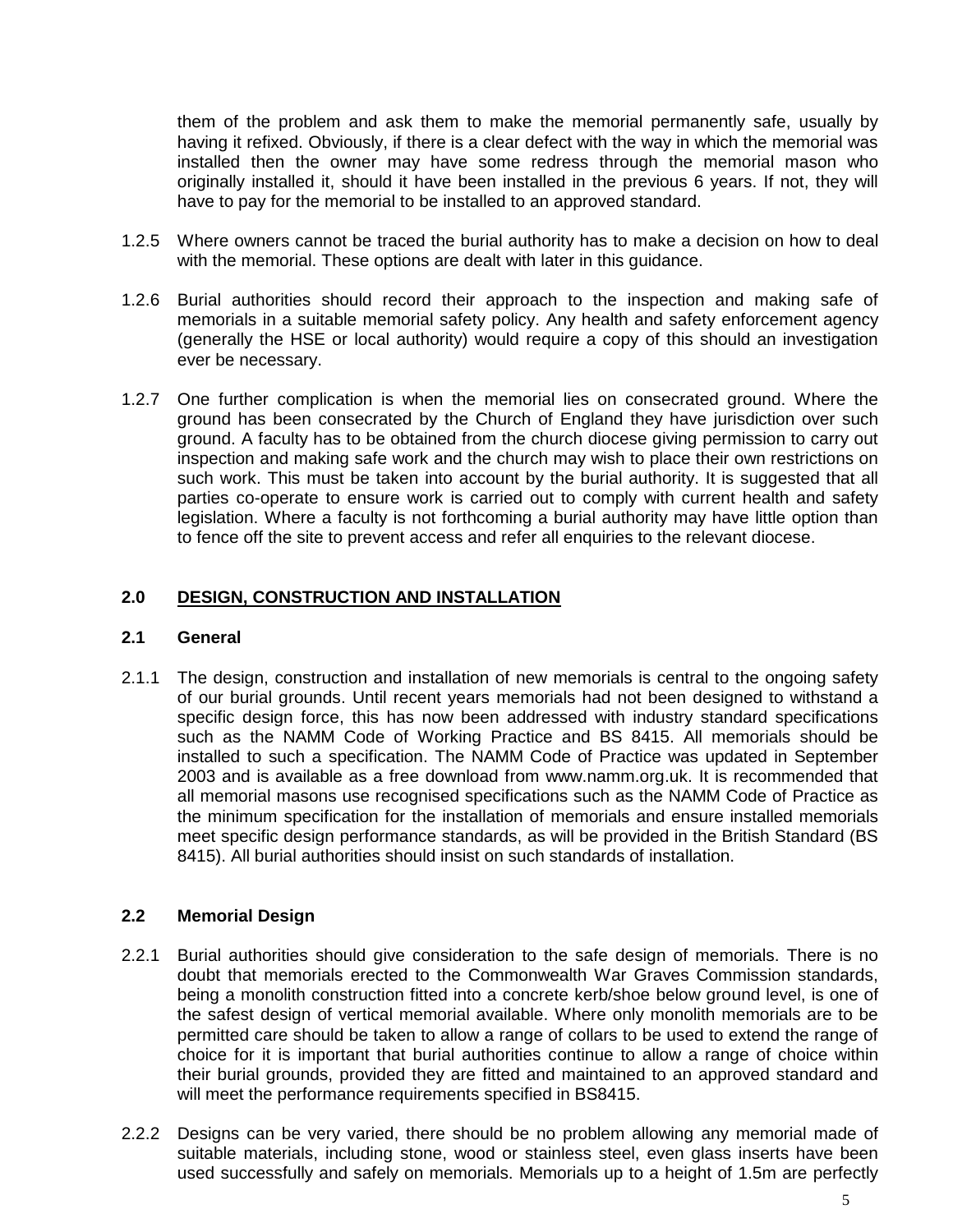them of the problem and ask them to make the memorial permanently safe, usually by having it refixed. Obviously, if there is a clear defect with the way in which the memorial was installed then the owner may have some redress through the memorial mason who originally installed it, should it have been installed in the previous 6 years. If not, they will have to pay for the memorial to be installed to an approved standard.

1.2.5 Where owners cannot be traced the burial authority has to make a decision on how to deal with the memorial. These options are dealt with later in this guidance.

1.2.6 Burial authorities should record their approach to the inspection and making safe of memorials in a suitable memorial safety policy. Any health and safety enforcement agency (generally the HSE or local authority) would require a copy of this should an investigation ever be necessary.

1.2.7 One further complication is when the memorial lies on consecrated ground. Where the ground has been consecrated by the Church of England they have jurisdiction over such ground. A faculty has to be obtained from the church diocese giving permission to carry out inspection and making safe work and the church may wish to place their own restrictions on such work. This must be taken into account by the burial authority. It is suggested that all parties co-operate to ensure work is carried out to comply with current health and safety legislation. Where a faculty is not forthcoming a burial authority may have little option than to fence off the site to prevent access and refer all enquiries to the relevant diocese.

## 2.0 DESIGN, CONSTRUCTION AND INSTALLATION

### 2.1 General

2.1.1 The design, construction and installation of new memorials is central to the ongoing safety of our burial grounds. Until recent years memorials had not been designed to withstand a specific design force, this has now been addressed with industry standard specifications such as the NAMM Code of Working Practice and BS 8415. All memorials should be installed to such a specification. The NAMM Code of Practice was updated in September 2003 and is available as a free download from www.namm.org.uk. It is recommended that all memorial masons use recognised specifications such as the NAMM Code of Practice as the minimum specification for the installation of memorials and ensure installed memorials meet specific design performance standards, as will be provided in the British Standard (BS 8415). All burial authorities should insist on such standards of installation.

### 2.2 Memorial Design

2.2.1 Burial authorities should give consideration to the safe design of memorials. There is no doubt that memorials erected to the Commonwealth War Graves Commission standards, being a monolith construction fitted into a concrete kerb/shoe below ground level, is one of the safest design of vertical memorial available. Where only monolith memorials are to be permitted care should be taken to allow a range of collars to be used to extend the range of choice for it is important that burial authorities continue to allow a range of choice within their burial grounds, provided they are fitted and maintained to an approved standard and will meet the performance requirements specified in BS8415.

2.2.2 Designs can be very varied, there should be no problem allowing any memorial made of suitable materials, including stone, wood or stainless steel, even glass inserts have been used successfully and safely on memorials. Memorials up to a height of 1.5m are perfectly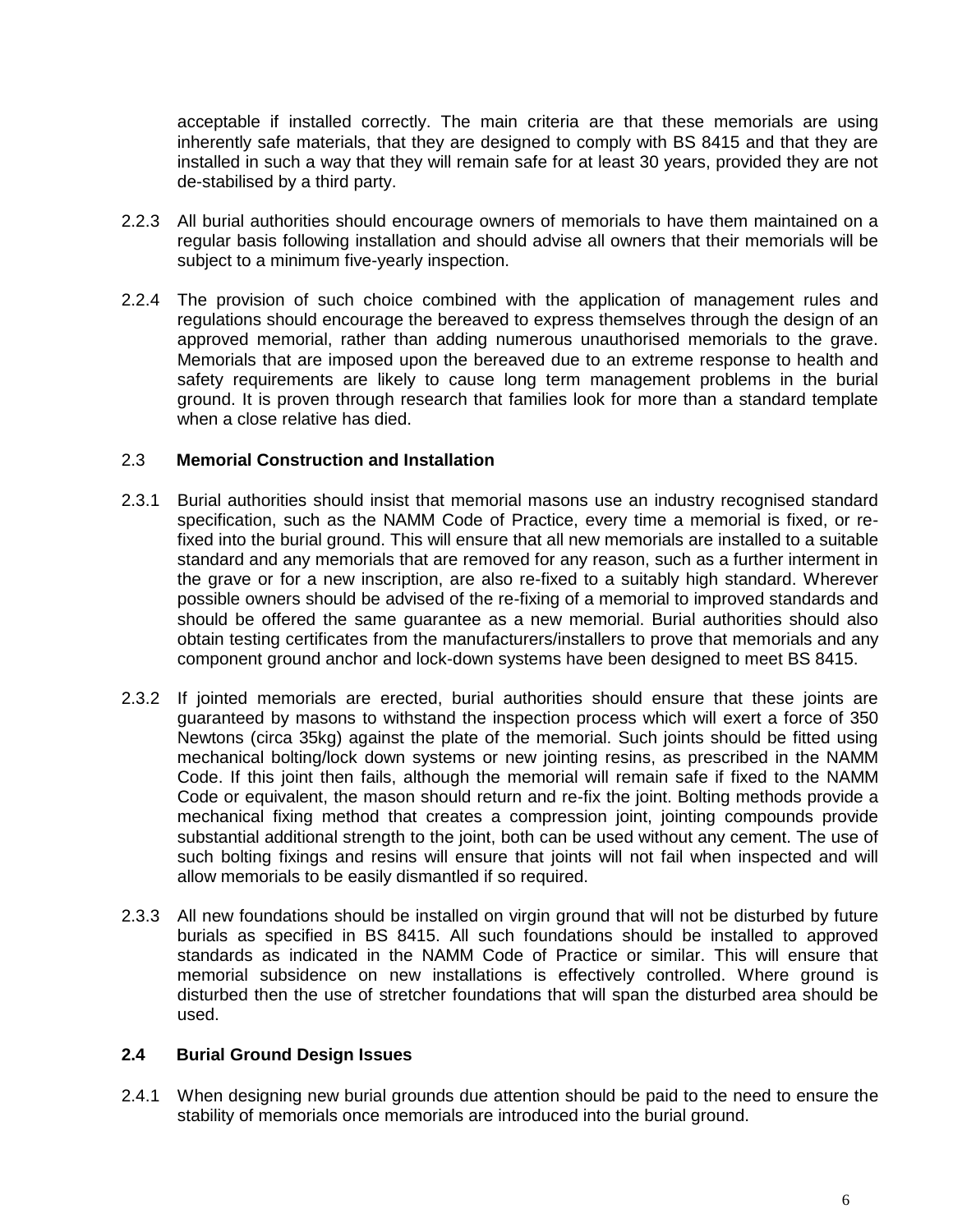acceptable if installed correctly. The main criteria are that these memorials are using inherently safe materials, that they are designed to comply with BS 8415 and that they are installed in such a way that they will remain safe for at least 30 years, provided they are not de-stabilised by a third party.

2.2.3 All burial authorities should encourage owners of memorials to have them maintained on a regular basis following installation and should advise all owners that their memorials will be subject to a minimum five-yearly inspection.

2.2.4 The provision of such choice combined with the application of management rules and regulations should encourage the bereaved to express themselves through the design of an approved memorial, rather than adding numerous unauthorised memorials to the grave. Memorials that are imposed upon the bereaved due to an extreme response to health and safety requirements are likely to cause long term management problems in the burial ground. It is proven through research that families look for more than a standard template when a close relative has died.

## 2.3 Memorial Construction and Installation

2.3.1 Burial authorities should insist that memorial masons use an industry recognised standard specification, such as the NAMM Code of Practice, every time a memorial is fixed, or re-fixed into the burial ground. This will ensure that all new memorials are installed to a suitable standard and any memorials that are removed for any reason, such as a further interment in the grave or for a new inscription, are also re-fixed to a suitably high standard. Wherever possible owners should be advised of the re-fixing of a memorial to improved standards and should be offered the same guarantee as a new memorial. Burial authorities should also obtain testing certificates from the manufacturers/installers to prove that memorials and any component ground anchor and lock-down systems have been designed to meet BS 8415.

2.3.2 If jointed memorials are erected, burial authorities should ensure that these joints are guaranteed by masons to withstand the inspection process which will exert a force of 350 Newtons (circa 35kg) against the plate of the memorial. Such joints should be fitted using mechanical bolting/lock down systems or new jointing resins, as prescribed in the NAMM Code. If this joint then fails, although the memorial will remain safe if fixed to the NAMM Code or equivalent, the mason should return and re-fix the joint. Bolting methods provide a mechanical fixing method that creates a compression joint, jointing compounds provide substantial additional strength to the joint, both can be used without any cement. The use of such bolting fixings and resins will ensure that joints will not fail when inspected and will allow memorials to be easily dismantled if so required.

2.3.3 All new foundations should be installed on virgin ground that will not be disturbed by future burials as specified in BS 8415. All such foundations should be installed to approved standards as indicated in the NAMM Code of Practice or similar. This will ensure that memorial subsidence on new installations is effectively controlled. Where ground is disturbed then the use of stretcher foundations that will span the disturbed area should be used.

## 2.4 Burial Ground Design Issues

2.4.1 When designing new burial grounds due attention should be paid to the need to ensure the stability of memorials once memorials are introduced into the burial ground.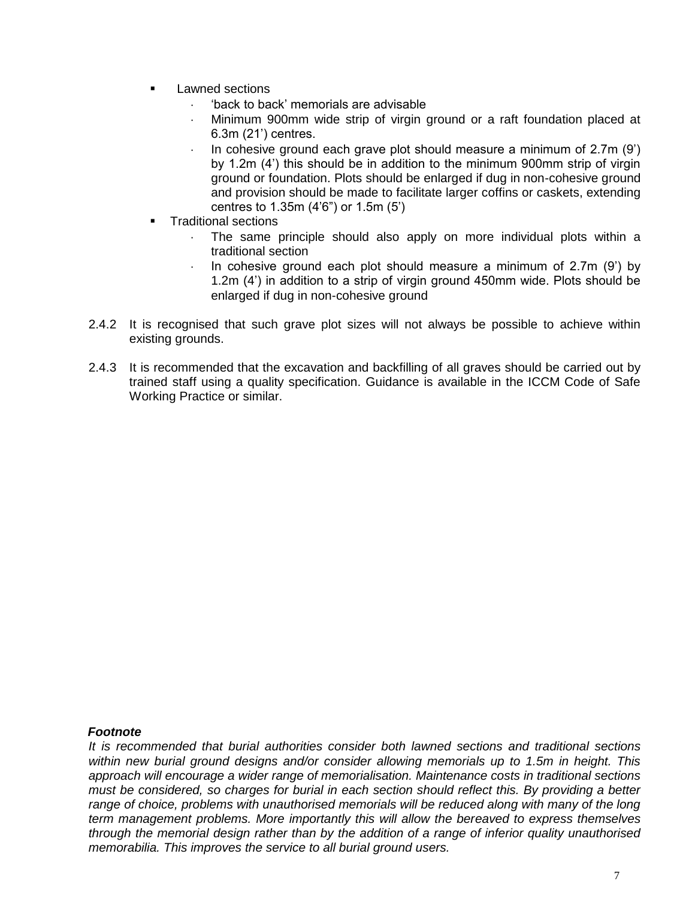- Lawned sections
  - 'back to back' memorials are advisable
  - Minimum 900mm wide strip of virgin ground or a raft foundation placed at 6.3m (21') centres.
  - In cohesive ground each grave plot should measure a minimum of 2.7m (9') by 1.2m (4') this should be in addition to the minimum 900mm strip of virgin ground or foundation. Plots should be enlarged if dug in non-cohesive ground and provision should be made to facilitate larger coffins or caskets, extending centres to 1.35m (4'6") or 1.5m (5')
- Traditional sections
  - The same principle should also apply on more individual plots within a traditional section
  - In cohesive ground each plot should measure a minimum of 2.7m (9') by 1.2m (4') in addition to a strip of virgin ground 450mm wide. Plots should be enlarged if dug in non-cohesive ground

2.4.2 It is recognised that such grave plot sizes will not always be possible to achieve within existing grounds.

2.4.3 It is recommended that the excavation and backfilling of all graves should be carried out by trained staff using a quality specification. Guidance is available in the ICCM Code of Safe Working Practice or similar.

***Footnote***

*It is recommended that burial authorities consider both lawned sections and traditional sections within new burial ground designs and/or consider allowing memorials up to 1.5m in height. This approach will encourage a wider range of memorialisation. Maintenance costs in traditional sections must be considered, so charges for burial in each section should reflect this. By providing a better range of choice, problems with unauthorised memorials will be reduced along with many of the long term management problems. More importantly this will allow the bereaved to express themselves through the memorial design rather than by the addition of a range of inferior quality unauthorised memorabilia. This improves the service to all burial ground users.*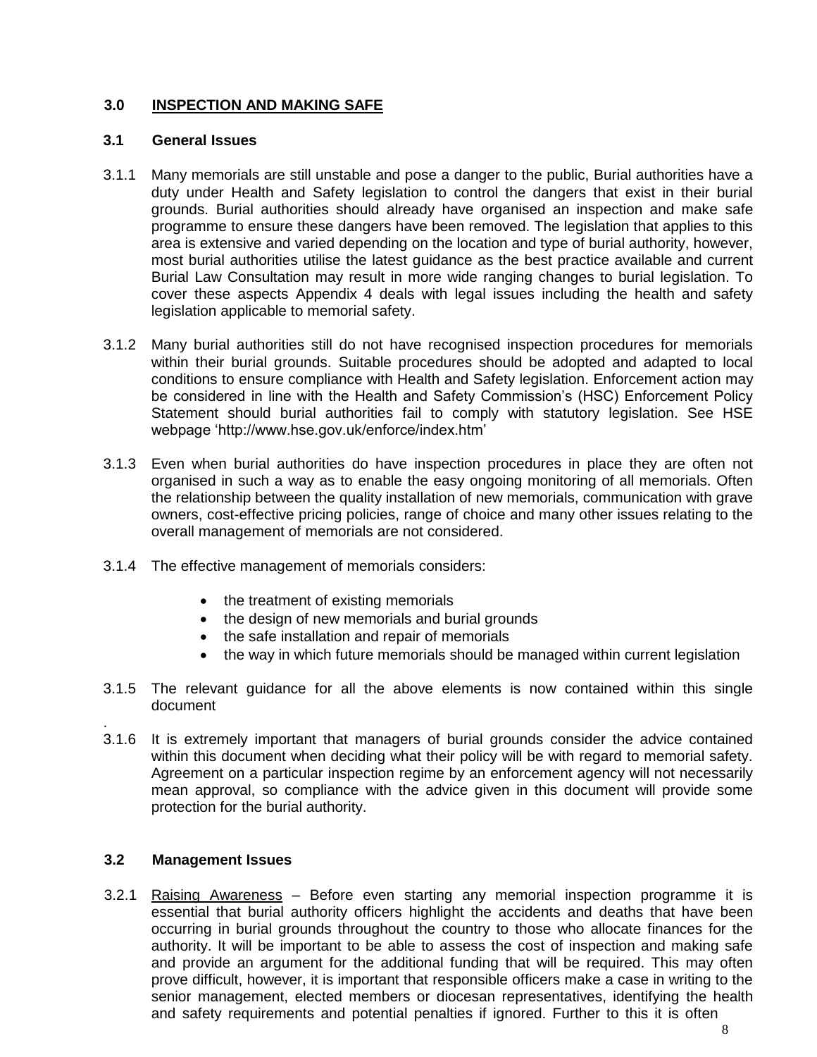## 3.0 INSPECTION AND MAKING SAFE

### 3.1 General Issues

3.1.1 Many memorials are still unstable and pose a danger to the public, Burial authorities have a duty under Health and Safety legislation to control the dangers that exist in their burial grounds. Burial authorities should already have organised an inspection and make safe programme to ensure these dangers have been removed. The legislation that applies to this area is extensive and varied depending on the location and type of burial authority, however, most burial authorities utilise the latest guidance as the best practice available and current Burial Law Consultation may result in more wide ranging changes to burial legislation. To cover these aspects Appendix 4 deals with legal issues including the health and safety legislation applicable to memorial safety.

3.1.2 Many burial authorities still do not have recognised inspection procedures for memorials within their burial grounds. Suitable procedures should be adopted and adapted to local conditions to ensure compliance with Health and Safety legislation. Enforcement action may be considered in line with the Health and Safety Commission's (HSC) Enforcement Policy Statement should burial authorities fail to comply with statutory legislation. See HSE webpage 'http://www.hse.gov.uk/enforce/index.htm'

3.1.3 Even when burial authorities do have inspection procedures in place they are often not organised in such a way as to enable the easy ongoing monitoring of all memorials. Often the relationship between the quality installation of new memorials, communication with grave owners, cost-effective pricing policies, range of choice and many other issues relating to the overall management of memorials are not considered.

3.1.4 The effective management of memorials considers:

- the treatment of existing memorials
- the design of new memorials and burial grounds
- the safe installation and repair of memorials
- the way in which future memorials should be managed within current legislation

3.1.5 The relevant guidance for all the above elements is now contained within this single document

3.1.6 It is extremely important that managers of burial grounds consider the advice contained within this document when deciding what their policy will be with regard to memorial safety. Agreement on a particular inspection regime by an enforcement agency will not necessarily mean approval, so compliance with the advice given in this document will provide some protection for the burial authority.

### 3.2 Management Issues

3.2.1 Raising Awareness – Before even starting any memorial inspection programme it is essential that burial authority officers highlight the accidents and deaths that have been occurring in burial grounds throughout the country to those who allocate finances for the authority. It will be important to be able to assess the cost of inspection and making safe and provide an argument for the additional funding that will be required. This may often prove difficult, however, it is important that responsible officers make a case in writing to the senior management, elected members or diocesan representatives, identifying the health and safety requirements and potential penalties if ignored. Further to this it is often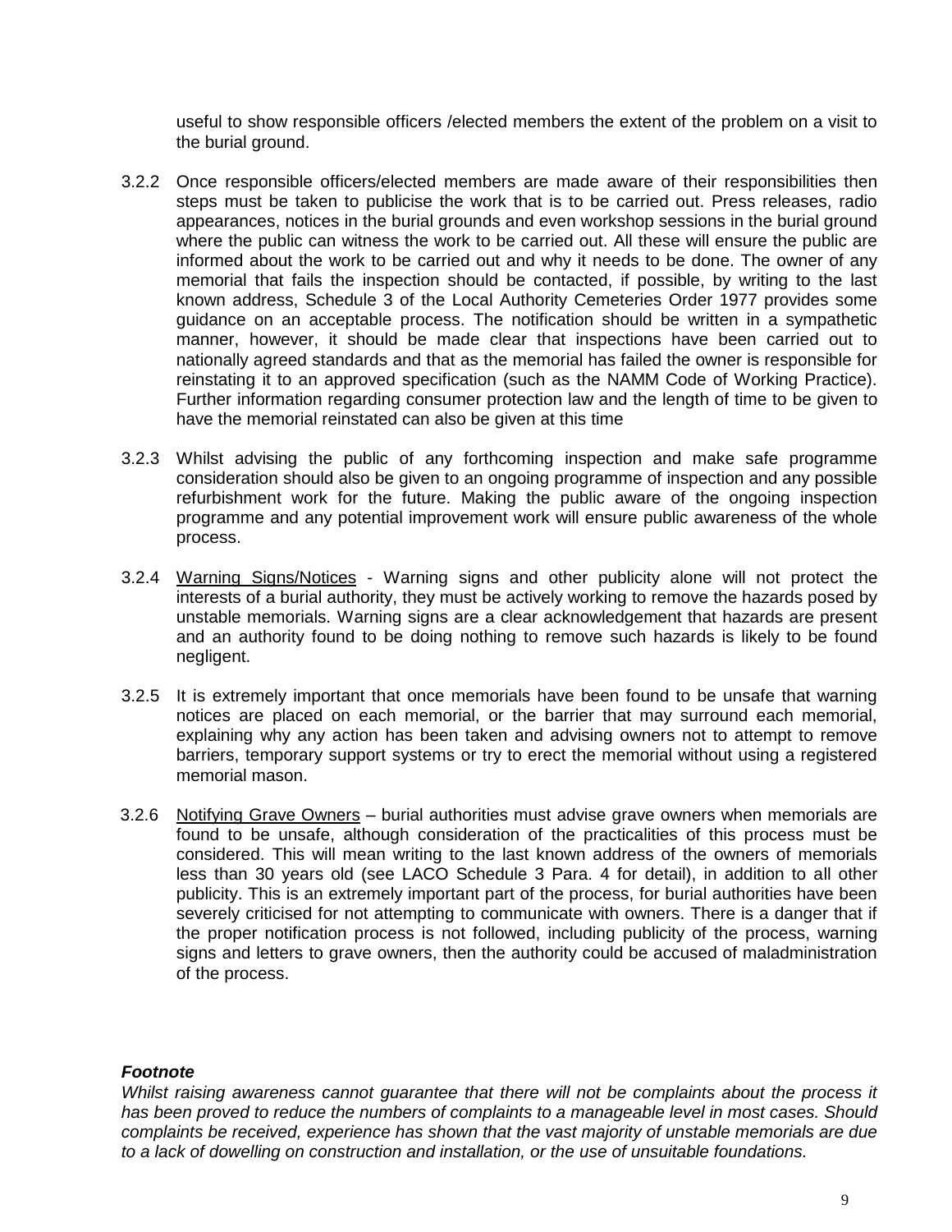useful to show responsible officers /elected members the extent of the problem on a visit to the burial ground.

3.2.2 Once responsible officers/elected members are made aware of their responsibilities then steps must be taken to publicise the work that is to be carried out. Press releases, radio appearances, notices in the burial grounds and even workshop sessions in the burial ground where the public can witness the work to be carried out. All these will ensure the public are informed about the work to be carried out and why it needs to be done. The owner of any memorial that fails the inspection should be contacted, if possible, by writing to the last known address, Schedule 3 of the Local Authority Cemeteries Order 1977 provides some guidance on an acceptable process. The notification should be written in a sympathetic manner, however, it should be made clear that inspections have been carried out to nationally agreed standards and that as the memorial has failed the owner is responsible for reinstating it to an approved specification (such as the NAMM Code of Working Practice). Further information regarding consumer protection law and the length of time to be given to have the memorial reinstated can also be given at this time

3.2.3 Whilst advising the public of any forthcoming inspection and make safe programme consideration should also be given to an ongoing programme of inspection and any possible refurbishment work for the future. Making the public aware of the ongoing inspection programme and any potential improvement work will ensure public awareness of the whole process.

3.2.4 <u>Warning Signs/Notices</u> - Warning signs and other publicity alone will not protect the interests of a burial authority, they must be actively working to remove the hazards posed by unstable memorials. Warning signs are a clear acknowledgement that hazards are present and an authority found to be doing nothing to remove such hazards is likely to be found negligent.

3.2.5 It is extremely important that once memorials have been found to be unsafe that warning notices are placed on each memorial, or the barrier that may surround each memorial, explaining why any action has been taken and advising owners not to attempt to remove barriers, temporary support systems or try to erect the memorial without using a registered memorial mason.

3.2.6 <u>Notifying Grave Owners</u> – burial authorities must advise grave owners when memorials are found to be unsafe, although consideration of the practicalities of this process must be considered. This will mean writing to the last known address of the owners of memorials less than 30 years old (see LACO Schedule 3 Para. 4 for detail), in addition to all other publicity. This is an extremely important part of the process, for burial authorities have been severely criticised for not attempting to communicate with owners. There is a danger that if the proper notification process is not followed, including publicity of the process, warning signs and letters to grave owners, then the authority could be accused of maladministration of the process.

***Footnote***

*Whilst raising awareness cannot guarantee that there will not be complaints about the process it has been proved to reduce the numbers of complaints to a manageable level in most cases. Should complaints be received, experience has shown that the vast majority of unstable memorials are due to a lack of dowelling on construction and installation, or the use of unsuitable foundations.*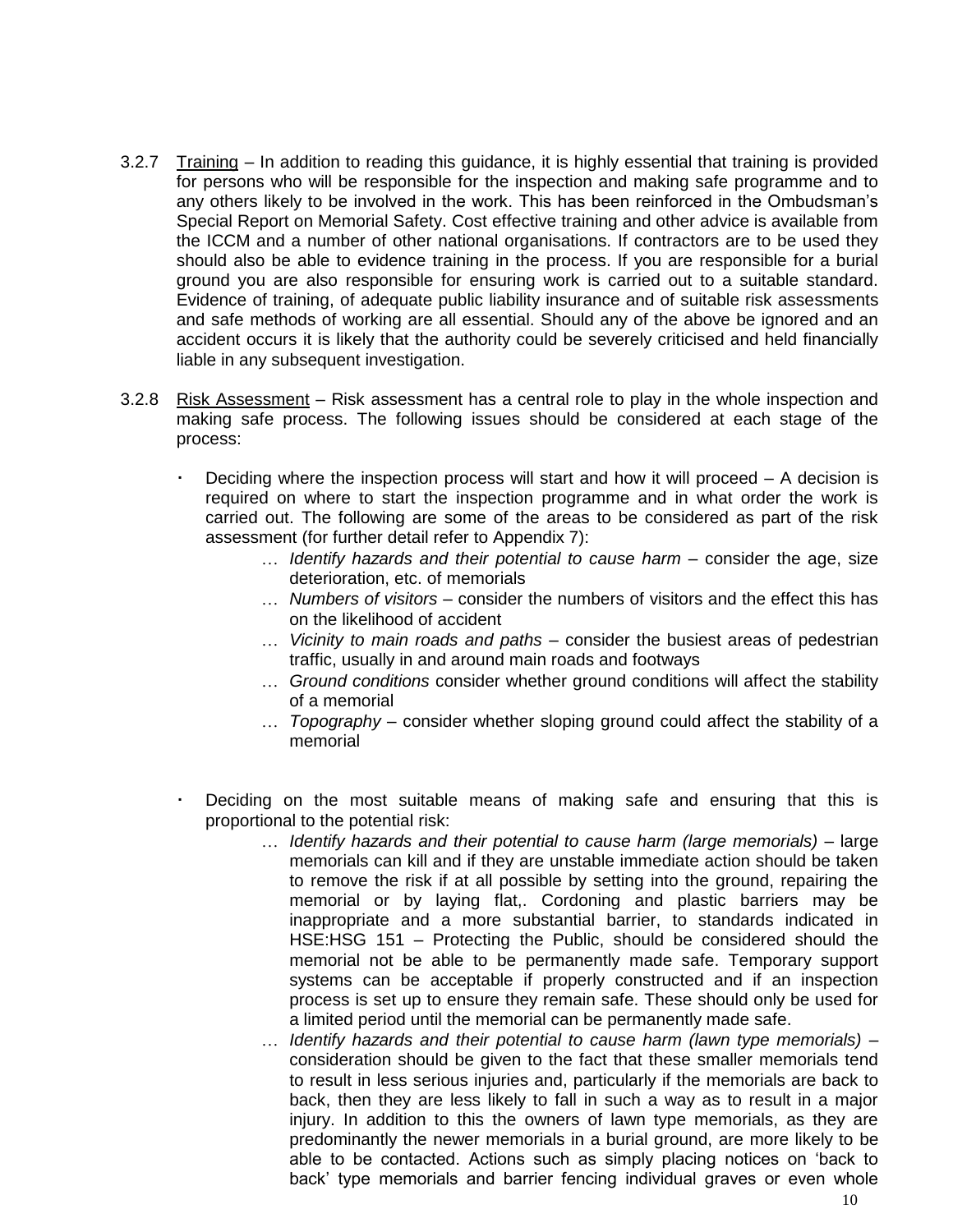3.2.7 <u>Training</u> – In addition to reading this guidance, it is highly essential that training is provided for persons who will be responsible for the inspection and making safe programme and to any others likely to be involved in the work. This has been reinforced in the Ombudsman's Special Report on Memorial Safety. Cost effective training and other advice is available from the ICCM and a number of other national organisations. If contractors are to be used they should also be able to evidence training in the process. If you are responsible for a burial ground you are also responsible for ensuring work is carried out to a suitable standard. Evidence of training, of adequate public liability insurance and of suitable risk assessments and safe methods of working are all essential. Should any of the above be ignored and an accident occurs it is likely that the authority could be severely criticised and held financially liable in any subsequent investigation.

3.2.8 <u>Risk Assessment</u> – Risk assessment has a central role to play in the whole inspection and making safe process. The following issues should be considered at each stage of the process:

- Deciding where the inspection process will start and how it will proceed – A decision is required on where to start the inspection programme and in what order the work is carried out. The following are some of the areas to be considered as part of the risk assessment (for further detail refer to Appendix 7):
  - *Identify hazards and their potential to cause harm* – consider the age, size deterioration, etc. of memorials
  - *Numbers of visitors* – consider the numbers of visitors and the effect this has on the likelihood of accident
  - *Vicinity to main roads and paths* – consider the busiest areas of pedestrian traffic, usually in and around main roads and footways
  - *Ground conditions* consider whether ground conditions will affect the stability of a memorial
  - *Topography* – consider whether sloping ground could affect the stability of a memorial

- Deciding on the most suitable means of making safe and ensuring that this is proportional to the potential risk:
  - *Identify hazards and their potential to cause harm (large memorials)* – large memorials can kill and if they are unstable immediate action should be taken to remove the risk if at all possible by setting into the ground, repairing the memorial or by laying flat,. Cordoning and plastic barriers may be inappropriate and a more substantial barrier, to standards indicated in HSE:HSG 151 – Protecting the Public, should be considered should the memorial not be able to be permanently made safe. Temporary support systems can be acceptable if properly constructed and if an inspection process is set up to ensure they remain safe. These should only be used for a limited period until the memorial can be permanently made safe.
  - *Identify hazards and their potential to cause harm (lawn type memorials)* – consideration should be given to the fact that these smaller memorials tend to result in less serious injuries and, particularly if the memorials are back to back, then they are less likely to fall in such a way as to result in a major injury. In addition to this the owners of lawn type memorials, as they are predominantly the newer memorials in a burial ground, are more likely to be able to be contacted. Actions such as simply placing notices on 'back to back' type memorials and barrier fencing individual graves or even whole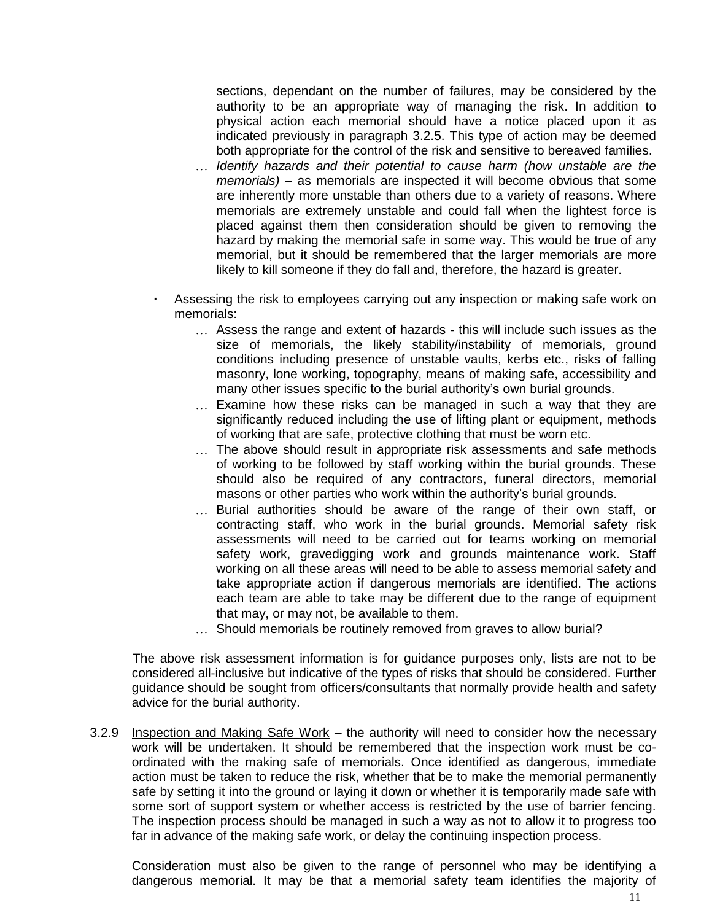sections, dependant on the number of failures, may be considered by the authority to be an appropriate way of managing the risk. In addition to physical action each memorial should have a notice placed upon it as indicated previously in paragraph 3.2.5. This type of action may be deemed both appropriate for the control of the risk and sensitive to bereaved families.

- *Identify hazards and their potential to cause harm (how unstable are the memorials)* – as memorials are inspected it will become obvious that some are inherently more unstable than others due to a variety of reasons. Where memorials are extremely unstable and could fall when the lightest force is placed against them then consideration should be given to removing the hazard by making the memorial safe in some way. This would be true of any memorial, but it should be remembered that the larger memorials are more likely to kill someone if they do fall and, therefore, the hazard is greater.

- Assessing the risk to employees carrying out any inspection or making safe work on memorials:
  - Assess the range and extent of hazards - this will include such issues as the size of memorials, the likely stability/instability of memorials, ground conditions including presence of unstable vaults, kerbs etc., risks of falling masonry, lone working, topography, means of making safe, accessibility and many other issues specific to the burial authority's own burial grounds.
  - Examine how these risks can be managed in such a way that they are significantly reduced including the use of lifting plant or equipment, methods of working that are safe, protective clothing that must be worn etc.
  - The above should result in appropriate risk assessments and safe methods of working to be followed by staff working within the burial grounds. These should also be required of any contractors, funeral directors, memorial masons or other parties who work within the authority's burial grounds.
  - Burial authorities should be aware of the range of their own staff, or contracting staff, who work in the burial grounds. Memorial safety risk assessments will need to be carried out for teams working on memorial safety work, gravedigging work and grounds maintenance work. Staff working on all these areas will need to be able to assess memorial safety and take appropriate action if dangerous memorials are identified. The actions each team are able to take may be different due to the range of equipment that may, or may not, be available to them.
  - Should memorials be routinely removed from graves to allow burial?

The above risk assessment information is for guidance purposes only, lists are not to be considered all-inclusive but indicative of the types of risks that should be considered. Further guidance should be sought from officers/consultants that normally provide health and safety advice for the burial authority.

3.2.9 Inspection and Making Safe Work – the authority will need to consider how the necessary work will be undertaken. It should be remembered that the inspection work must be co-ordinated with the making safe of memorials. Once identified as dangerous, immediate action must be taken to reduce the risk, whether that be to make the memorial permanently safe by setting it into the ground or laying it down or whether it is temporarily made safe with some sort of support system or whether access is restricted by the use of barrier fencing. The inspection process should be managed in such a way as not to allow it to progress too far in advance of the making safe work, or delay the continuing inspection process.

Consideration must also be given to the range of personnel who may be identifying a dangerous memorial. It may be that a memorial safety team identifies the majority of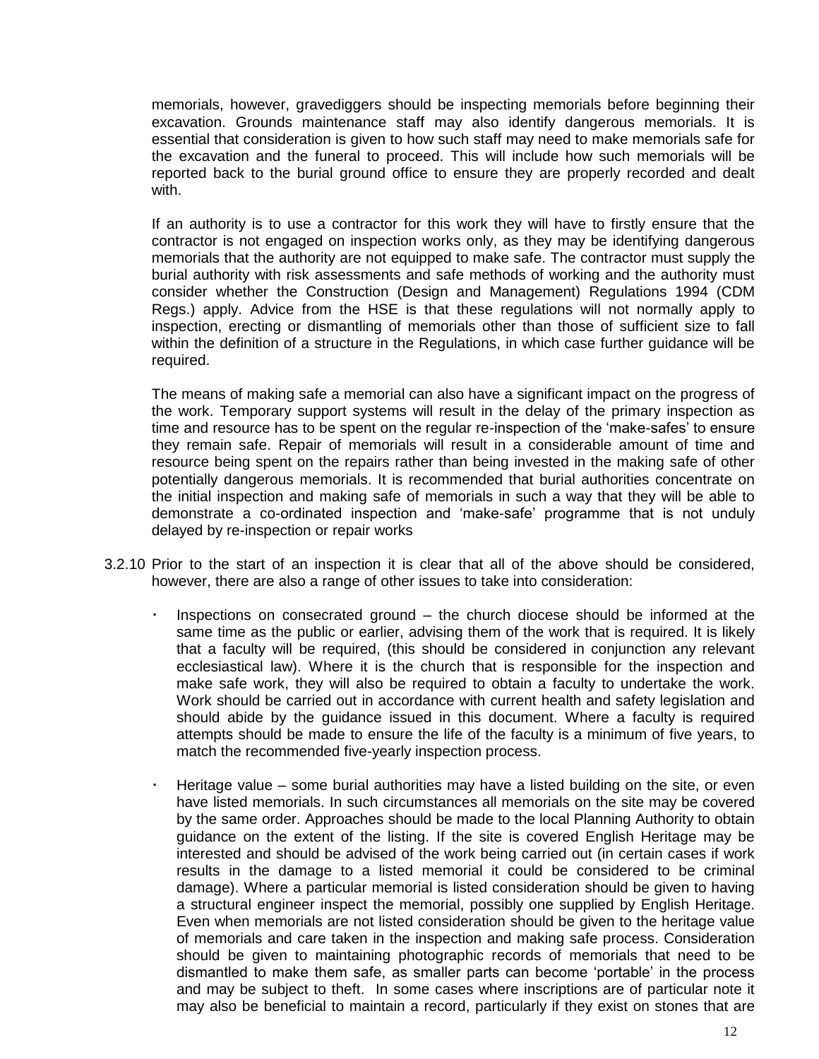memorials, however, gravediggers should be inspecting memorials before beginning their excavation. Grounds maintenance staff may also identify dangerous memorials. It is essential that consideration is given to how such staff may need to make memorials safe for the excavation and the funeral to proceed. This will include how such memorials will be reported back to the burial ground office to ensure they are properly recorded and dealt with.

If an authority is to use a contractor for this work they will have to firstly ensure that the contractor is not engaged on inspection works only, as they may be identifying dangerous memorials that the authority are not equipped to make safe. The contractor must supply the burial authority with risk assessments and safe methods of working and the authority must consider whether the Construction (Design and Management) Regulations 1994 (CDM Regs.) apply. Advice from the HSE is that these regulations will not normally apply to inspection, erecting or dismantling of memorials other than those of sufficient size to fall within the definition of a structure in the Regulations, in which case further guidance will be required.

The means of making safe a memorial can also have a significant impact on the progress of the work. Temporary support systems will result in the delay of the primary inspection as time and resource has to be spent on the regular re-inspection of the 'make-safes' to ensure they remain safe. Repair of memorials will result in a considerable amount of time and resource being spent on the repairs rather than being invested in the making safe of other potentially dangerous memorials. It is recommended that burial authorities concentrate on the initial inspection and making safe of memorials in such a way that they will be able to demonstrate a co-ordinated inspection and 'make-safe' programme that is not unduly delayed by re-inspection or repair works

3.2.10 Prior to the start of an inspection it is clear that all of the above should be considered, however, there are also a range of other issues to take into consideration:

- Inspections on consecrated ground – the church diocese should be informed at the same time as the public or earlier, advising them of the work that is required. It is likely that a faculty will be required, (this should be considered in conjunction any relevant ecclesiastical law). Where it is the church that is responsible for the inspection and make safe work, they will also be required to obtain a faculty to undertake the work. Work should be carried out in accordance with current health and safety legislation and should abide by the guidance issued in this document. Where a faculty is required attempts should be made to ensure the life of the faculty is a minimum of five years, to match the recommended five-yearly inspection process.

- Heritage value – some burial authorities may have a listed building on the site, or even have listed memorials. In such circumstances all memorials on the site may be covered by the same order. Approaches should be made to the local Planning Authority to obtain guidance on the extent of the listing. If the site is covered English Heritage may be interested and should be advised of the work being carried out (in certain cases if work results in the damage to a listed memorial it could be considered to be criminal damage). Where a particular memorial is listed consideration should be given to having a structural engineer inspect the memorial, possibly one supplied by English Heritage. Even when memorials are not listed consideration should be given to the heritage value of memorials and care taken in the inspection and making safe process. Consideration should be given to maintaining photographic records of memorials that need to be dismantled to make them safe, as smaller parts can become 'portable' in the process and may be subject to theft. In some cases where inscriptions are of particular note it may also be beneficial to maintain a record, particularly if they exist on stones that are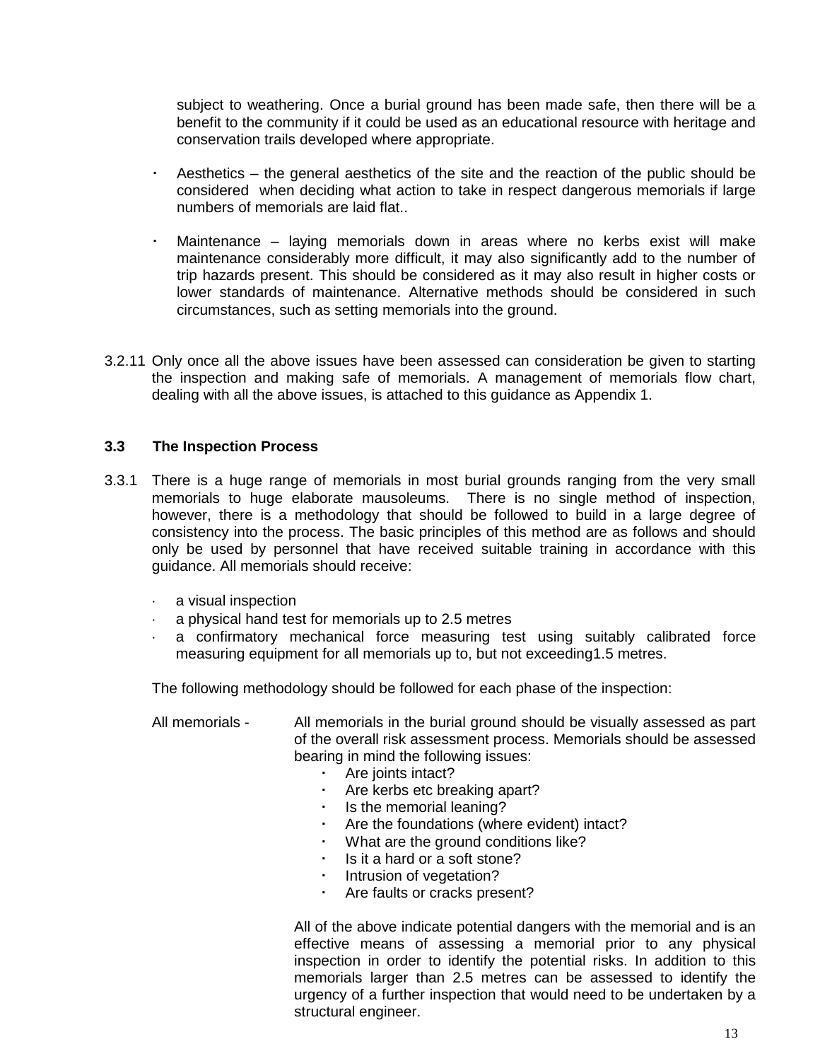subject to weathering. Once a burial ground has been made safe, then there will be a benefit to the community if it could be used as an educational resource with heritage and conservation trails developed where appropriate.

- Aesthetics – the general aesthetics of the site and the reaction of the public should be considered when deciding what action to take in respect dangerous memorials if large numbers of memorials are laid flat..

- Maintenance – laying memorials down in areas where no kerbs exist will make maintenance considerably more difficult, it may also significantly add to the number of trip hazards present. This should be considered as it may also result in higher costs or lower standards of maintenance. Alternative methods should be considered in such circumstances, such as setting memorials into the ground.

3.2.11 Only once all the above issues have been assessed can consideration be given to starting the inspection and making safe of memorials. A management of memorials flow chart, dealing with all the above issues, is attached to this guidance as Appendix 1.

### 3.3 The Inspection Process

3.3.1 There is a huge range of memorials in most burial grounds ranging from the very small memorials to huge elaborate mausoleums. There is no single method of inspection, however, there is a methodology that should be followed to build in a large degree of consistency into the process. The basic principles of this method are as follows and should only be used by personnel that have received suitable training in accordance with this guidance. All memorials should receive:

- a visual inspection
- a physical hand test for memorials up to 2.5 metres
- a confirmatory mechanical force measuring test using suitably calibrated force measuring equipment for all memorials up to, but not exceeding1.5 metres.

The following methodology should be followed for each phase of the inspection:

All memorials - All memorials in the burial ground should be visually assessed as part of the overall risk assessment process. Memorials should be assessed bearing in mind the following issues:

- Are joints intact?
- Are kerbs etc breaking apart?
- Is the memorial leaning?
- Are the foundations (where evident) intact?
- What are the ground conditions like?
- Is it a hard or a soft stone?
- Intrusion of vegetation?
- Are faults or cracks present?

All of the above indicate potential dangers with the memorial and is an effective means of assessing a memorial prior to any physical inspection in order to identify the potential risks. In addition to this memorials larger than 2.5 metres can be assessed to identify the urgency of a further inspection that would need to be undertaken by a structural engineer.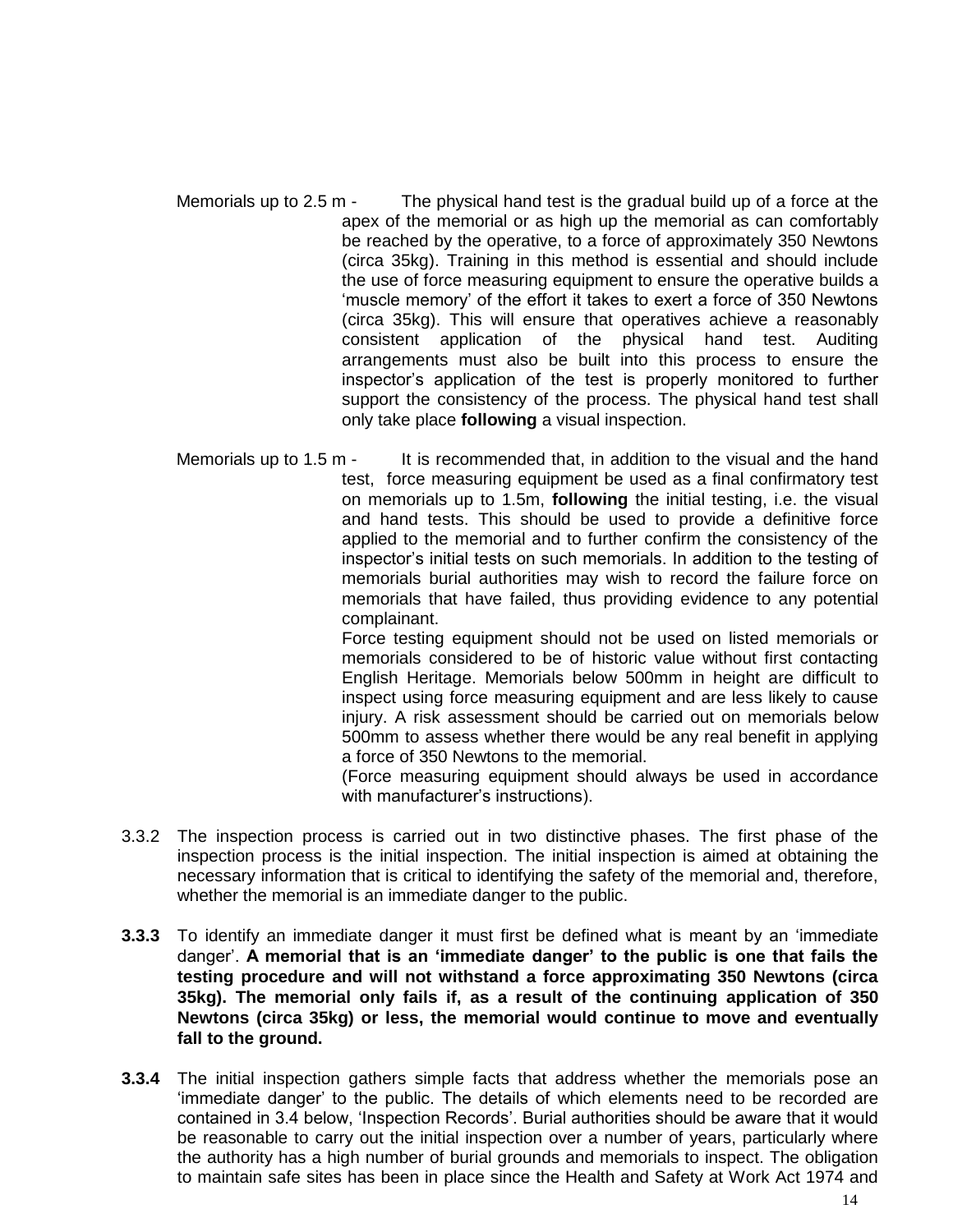Memorials up to 2.5 m - The physical hand test is the gradual build up of a force at the apex of the memorial or as high up the memorial as can comfortably be reached by the operative, to a force of approximately 350 Newtons (circa 35kg). Training in this method is essential and should include the use of force measuring equipment to ensure the operative builds a 'muscle memory' of the effort it takes to exert a force of 350 Newtons (circa 35kg). This will ensure that operatives achieve a reasonably consistent application of the physical hand test. Auditing arrangements must also be built into this process to ensure the inspector's application of the test is properly monitored to further support the consistency of the process. The physical hand test shall only take place **following** a visual inspection.

Memorials up to 1.5 m - It is recommended that, in addition to the visual and the hand test, force measuring equipment be used as a final confirmatory test on memorials up to 1.5m, **following** the initial testing, i.e. the visual and hand tests. This should be used to provide a definitive force applied to the memorial and to further confirm the consistency of the inspector's initial tests on such memorials. In addition to the testing of memorials burial authorities may wish to record the failure force on memorials that have failed, thus providing evidence to any potential complainant.

Force testing equipment should not be used on listed memorials or memorials considered to be of historic value without first contacting English Heritage. Memorials below 500mm in height are difficult to inspect using force measuring equipment and are less likely to cause injury. A risk assessment should be carried out on memorials below 500mm to assess whether there would be any real benefit in applying a force of 350 Newtons to the memorial.

(Force measuring equipment should always be used in accordance with manufacturer's instructions).

3.3.2 The inspection process is carried out in two distinctive phases. The first phase of the inspection process is the initial inspection. The initial inspection is aimed at obtaining the necessary information that is critical to identifying the safety of the memorial and, therefore, whether the memorial is an immediate danger to the public.

**3.3.3** To identify an immediate danger it must first be defined what is meant by an 'immediate danger'. **A memorial that is an 'immediate danger' to the public is one that fails the testing procedure and will not withstand a force approximating 350 Newtons (circa 35kg). The memorial only fails if, as a result of the continuing application of 350 Newtons (circa 35kg) or less, the memorial would continue to move and eventually fall to the ground.**

**3.3.4** The initial inspection gathers simple facts that address whether the memorials pose an 'immediate danger' to the public. The details of which elements need to be recorded are contained in 3.4 below, 'Inspection Records'. Burial authorities should be aware that it would be reasonable to carry out the initial inspection over a number of years, particularly where the authority has a high number of burial grounds and memorials to inspect. The obligation to maintain safe sites has been in place since the Health and Safety at Work Act 1974 and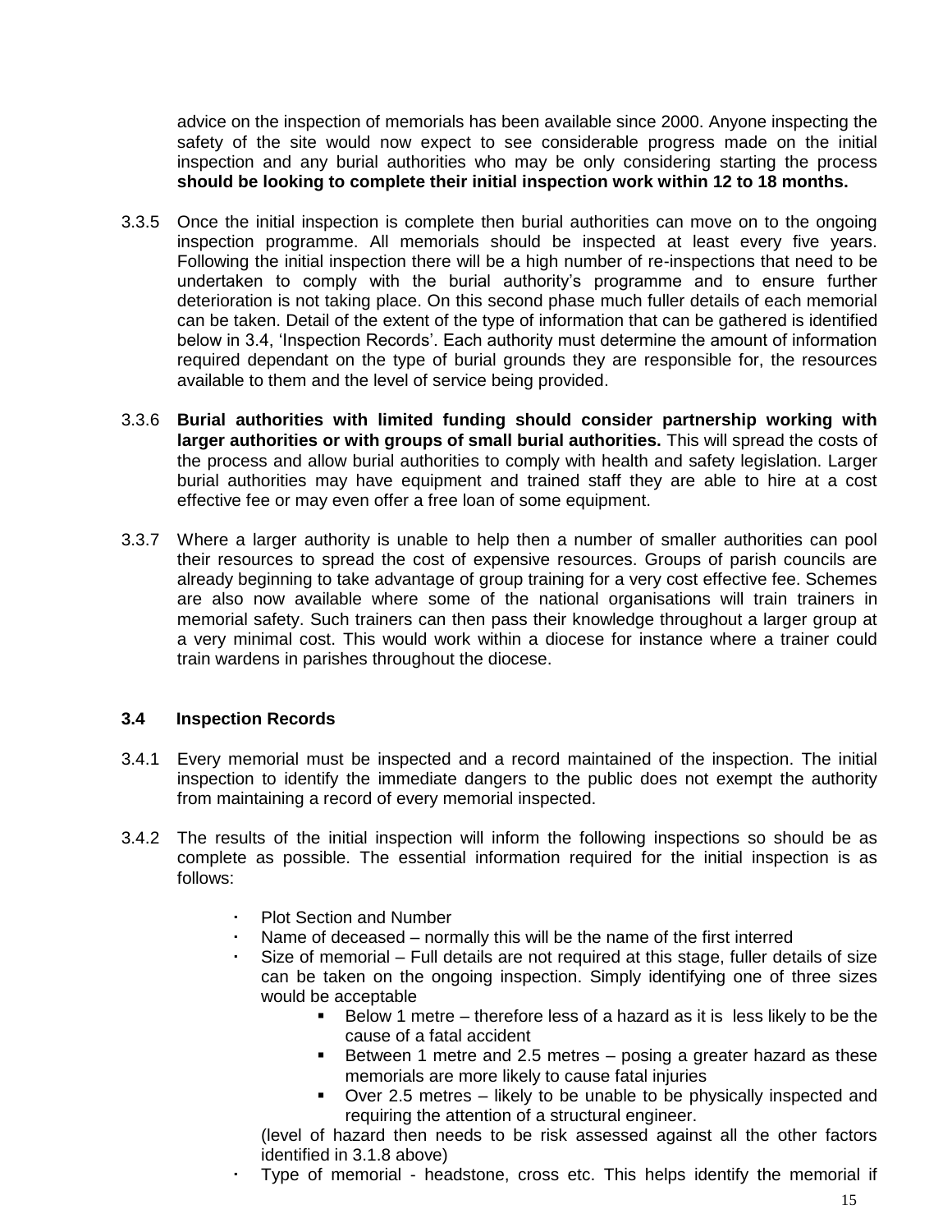advice on the inspection of memorials has been available since 2000. Anyone inspecting the safety of the site would now expect to see considerable progress made on the initial inspection and any burial authorities who may be only considering starting the process **should be looking to complete their initial inspection work within 12 to 18 months.**

3.3.5 Once the initial inspection is complete then burial authorities can move on to the ongoing inspection programme. All memorials should be inspected at least every five years. Following the initial inspection there will be a high number of re-inspections that need to be undertaken to comply with the burial authority's programme and to ensure further deterioration is not taking place. On this second phase much fuller details of each memorial can be taken. Detail of the extent of the type of information that can be gathered is identified below in 3.4, 'Inspection Records'. Each authority must determine the amount of information required dependant on the type of burial grounds they are responsible for, the resources available to them and the level of service being provided.

3.3.6 **Burial authorities with limited funding should consider partnership working with larger authorities or with groups of small burial authorities.** This will spread the costs of the process and allow burial authorities to comply with health and safety legislation. Larger burial authorities may have equipment and trained staff they are able to hire at a cost effective fee or may even offer a free loan of some equipment.

3.3.7 Where a larger authority is unable to help then a number of smaller authorities can pool their resources to spread the cost of expensive resources. Groups of parish councils are already beginning to take advantage of group training for a very cost effective fee. Schemes are also now available where some of the national organisations will train trainers in memorial safety. Such trainers can then pass their knowledge throughout a larger group at a very minimal cost. This would work within a diocese for instance where a trainer could train wardens in parishes throughout the diocese.

### 3.4 Inspection Records

3.4.1 Every memorial must be inspected and a record maintained of the inspection. The initial inspection to identify the immediate dangers to the public does not exempt the authority from maintaining a record of every memorial inspected.

3.4.2 The results of the initial inspection will inform the following inspections so should be as complete as possible. The essential information required for the initial inspection is as follows:

- Plot Section and Number
- Name of deceased – normally this will be the name of the first interred
- Size of memorial – Full details are not required at this stage, fuller details of size can be taken on the ongoing inspection. Simply identifying one of three sizes would be acceptable
  - Below 1 metre – therefore less of a hazard as it is less likely to be the cause of a fatal accident
  - Between 1 metre and 2.5 metres – posing a greater hazard as these memorials are more likely to cause fatal injuries
  - Over 2.5 metres – likely to be unable to be physically inspected and requiring the attention of a structural engineer.

  (level of hazard then needs to be risk assessed against all the other factors identified in 3.1.8 above)
- Type of memorial - headstone, cross etc. This helps identify the memorial if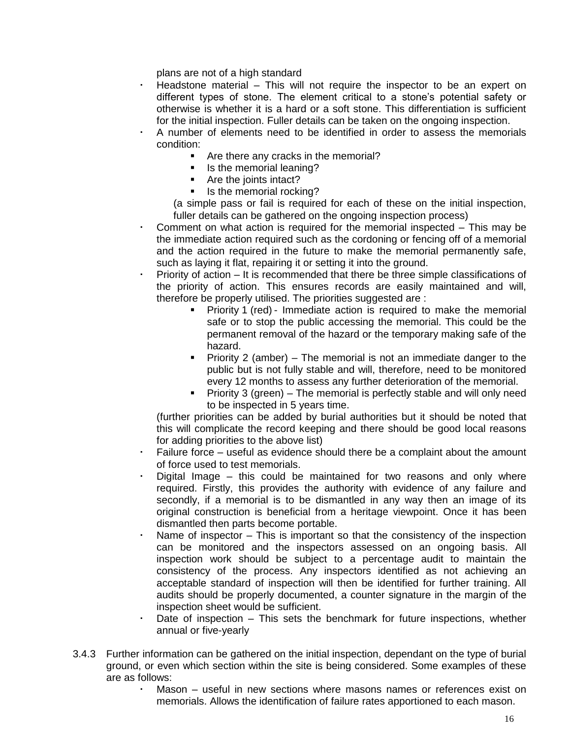plans are not of a high standard

- Headstone material – This will not require the inspector to be an expert on different types of stone. The element critical to a stone's potential safety or otherwise is whether it is a hard or a soft stone. This differentiation is sufficient for the initial inspection. Fuller details can be taken on the ongoing inspection.
- A number of elements need to be identified in order to assess the memorials condition:
  - Are there any cracks in the memorial?
  - Is the memorial leaning?
  - Are the joints intact?
  - Is the memorial rocking?

  (a simple pass or fail is required for each of these on the initial inspection, fuller details can be gathered on the ongoing inspection process)
- Comment on what action is required for the memorial inspected – This may be the immediate action required such as the cordoning or fencing off of a memorial and the action required in the future to make the memorial permanently safe, such as laying it flat, repairing it or setting it into the ground.
- Priority of action – It is recommended that there be three simple classifications of the priority of action. This ensures records are easily maintained and will, therefore be properly utilised. The priorities suggested are :
  - Priority 1 (red) - Immediate action is required to make the memorial safe or to stop the public accessing the memorial. This could be the permanent removal of the hazard or the temporary making safe of the hazard.
  - Priority 2 (amber) – The memorial is not an immediate danger to the public but is not fully stable and will, therefore, need to be monitored every 12 months to assess any further deterioration of the memorial.
  - Priority 3 (green) – The memorial is perfectly stable and will only need to be inspected in 5 years time.

  (further priorities can be added by burial authorities but it should be noted that this will complicate the record keeping and there should be good local reasons for adding priorities to the above list)
- Failure force – useful as evidence should there be a complaint about the amount of force used to test memorials.
- Digital Image – this could be maintained for two reasons and only where required. Firstly, this provides the authority with evidence of any failure and secondly, if a memorial is to be dismantled in any way then an image of its original construction is beneficial from a heritage viewpoint. Once it has been dismantled then parts become portable.
- Name of inspector – This is important so that the consistency of the inspection can be monitored and the inspectors assessed on an ongoing basis. All inspection work should be subject to a percentage audit to maintain the consistency of the process. Any inspectors identified as not achieving an acceptable standard of inspection will then be identified for further training. All audits should be properly documented, a counter signature in the margin of the inspection sheet would be sufficient.
- Date of inspection – This sets the benchmark for future inspections, whether annual or five-yearly

3.4.3 Further information can be gathered on the initial inspection, dependant on the type of burial ground, or even which section within the site is being considered. Some examples of these are as follows:

- Mason – useful in new sections where masons names or references exist on memorials. Allows the identification of failure rates apportioned to each mason.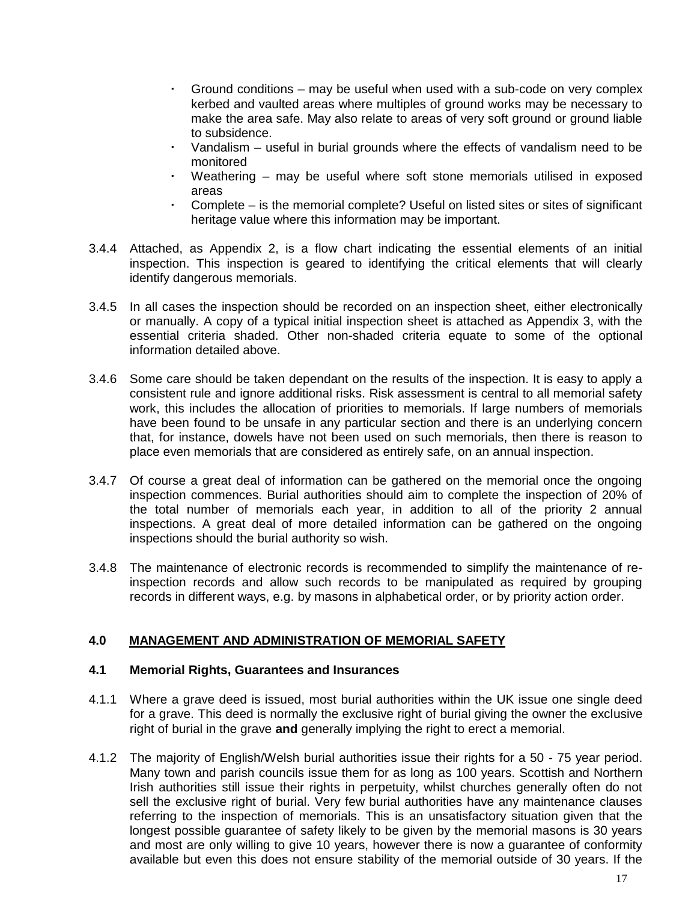- Ground conditions – may be useful when used with a sub-code on very complex kerbed and vaulted areas where multiples of ground works may be necessary to make the area safe. May also relate to areas of very soft ground or ground liable to subsidence.
- Vandalism – useful in burial grounds where the effects of vandalism need to be monitored
- Weathering – may be useful where soft stone memorials utilised in exposed areas
- Complete – is the memorial complete? Useful on listed sites or sites of significant heritage value where this information may be important.

3.4.4 Attached, as Appendix 2, is a flow chart indicating the essential elements of an initial inspection. This inspection is geared to identifying the critical elements that will clearly identify dangerous memorials.

3.4.5 In all cases the inspection should be recorded on an inspection sheet, either electronically or manually. A copy of a typical initial inspection sheet is attached as Appendix 3, with the essential criteria shaded. Other non-shaded criteria equate to some of the optional information detailed above.

3.4.6 Some care should be taken dependant on the results of the inspection. It is easy to apply a consistent rule and ignore additional risks. Risk assessment is central to all memorial safety work, this includes the allocation of priorities to memorials. If large numbers of memorials have been found to be unsafe in any particular section and there is an underlying concern that, for instance, dowels have not been used on such memorials, then there is reason to place even memorials that are considered as entirely safe, on an annual inspection.

3.4.7 Of course a great deal of information can be gathered on the memorial once the ongoing inspection commences. Burial authorities should aim to complete the inspection of 20% of the total number of memorials each year, in addition to all of the priority 2 annual inspections. A great deal of more detailed information can be gathered on the ongoing inspections should the burial authority so wish.

3.4.8 The maintenance of electronic records is recommended to simplify the maintenance of re-inspection records and allow such records to be manipulated as required by grouping records in different ways, e.g. by masons in alphabetical order, or by priority action order.

## 4.0 MANAGEMENT AND ADMINISTRATION OF MEMORIAL SAFETY

### 4.1 Memorial Rights, Guarantees and Insurances

4.1.1 Where a grave deed is issued, most burial authorities within the UK issue one single deed for a grave. This deed is normally the exclusive right of burial giving the owner the exclusive right of burial in the grave **and** generally implying the right to erect a memorial.

4.1.2 The majority of English/Welsh burial authorities issue their rights for a 50 - 75 year period. Many town and parish councils issue them for as long as 100 years. Scottish and Northern Irish authorities still issue their rights in perpetuity, whilst churches generally often do not sell the exclusive right of burial. Very few burial authorities have any maintenance clauses referring to the inspection of memorials. This is an unsatisfactory situation given that the longest possible guarantee of safety likely to be given by the memorial masons is 30 years and most are only willing to give 10 years, however there is now a guarantee of conformity available but even this does not ensure stability of the memorial outside of 30 years. If the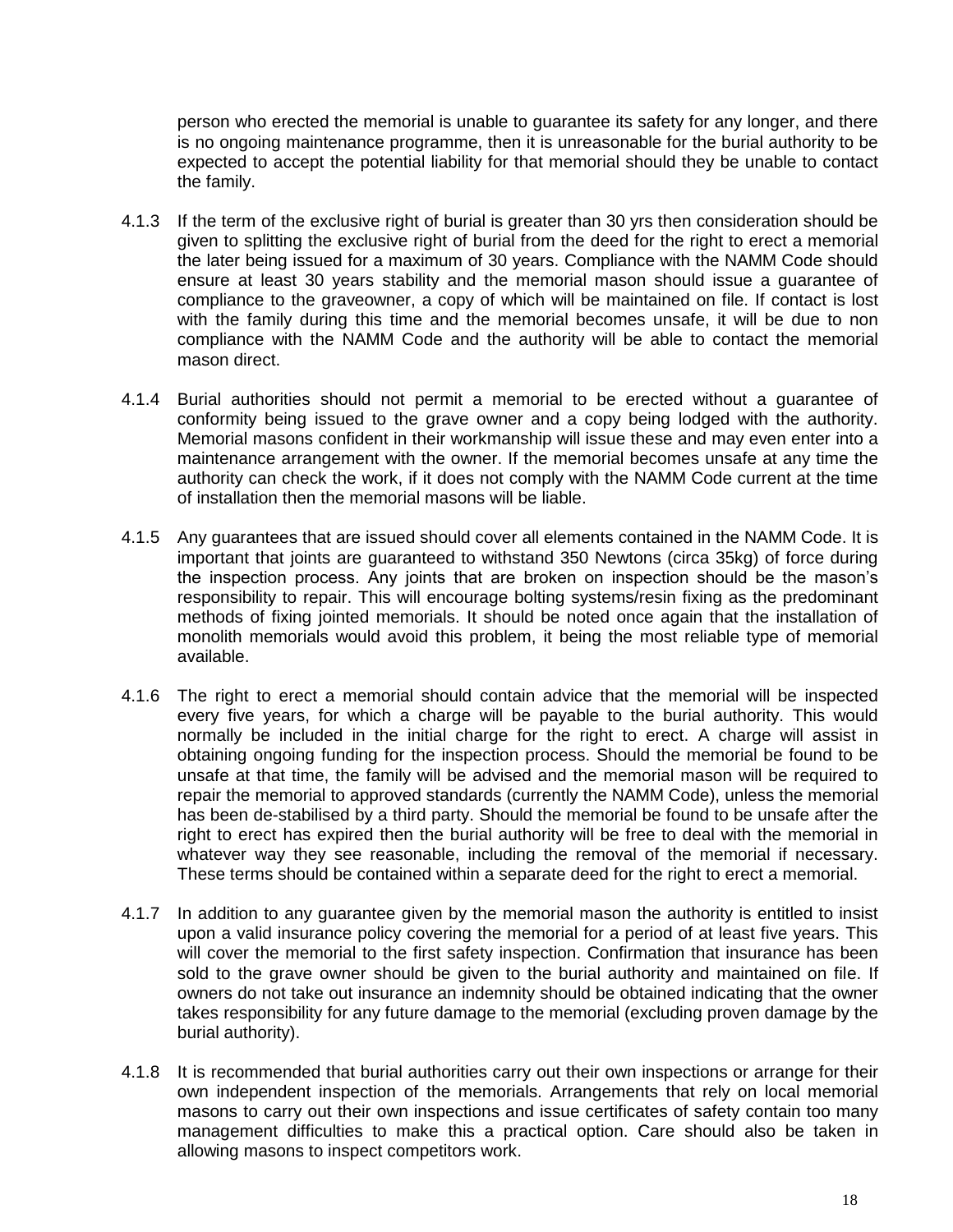person who erected the memorial is unable to guarantee its safety for any longer, and there is no ongoing maintenance programme, then it is unreasonable for the burial authority to be expected to accept the potential liability for that memorial should they be unable to contact the family.

4.1.3 If the term of the exclusive right of burial is greater than 30 yrs then consideration should be given to splitting the exclusive right of burial from the deed for the right to erect a memorial the later being issued for a maximum of 30 years. Compliance with the NAMM Code should ensure at least 30 years stability and the memorial mason should issue a guarantee of compliance to the graveowner, a copy of which will be maintained on file. If contact is lost with the family during this time and the memorial becomes unsafe, it will be due to non compliance with the NAMM Code and the authority will be able to contact the memorial mason direct.

4.1.4 Burial authorities should not permit a memorial to be erected without a guarantee of conformity being issued to the grave owner and a copy being lodged with the authority. Memorial masons confident in their workmanship will issue these and may even enter into a maintenance arrangement with the owner. If the memorial becomes unsafe at any time the authority can check the work, if it does not comply with the NAMM Code current at the time of installation then the memorial masons will be liable.

4.1.5 Any guarantees that are issued should cover all elements contained in the NAMM Code. It is important that joints are guaranteed to withstand 350 Newtons (circa 35kg) of force during the inspection process. Any joints that are broken on inspection should be the mason's responsibility to repair. This will encourage bolting systems/resin fixing as the predominant methods of fixing jointed memorials. It should be noted once again that the installation of monolith memorials would avoid this problem, it being the most reliable type of memorial available.

4.1.6 The right to erect a memorial should contain advice that the memorial will be inspected every five years, for which a charge will be payable to the burial authority. This would normally be included in the initial charge for the right to erect. A charge will assist in obtaining ongoing funding for the inspection process. Should the memorial be found to be unsafe at that time, the family will be advised and the memorial mason will be required to repair the memorial to approved standards (currently the NAMM Code), unless the memorial has been de-stabilised by a third party. Should the memorial be found to be unsafe after the right to erect has expired then the burial authority will be free to deal with the memorial in whatever way they see reasonable, including the removal of the memorial if necessary. These terms should be contained within a separate deed for the right to erect a memorial.

4.1.7 In addition to any guarantee given by the memorial mason the authority is entitled to insist upon a valid insurance policy covering the memorial for a period of at least five years. This will cover the memorial to the first safety inspection. Confirmation that insurance has been sold to the grave owner should be given to the burial authority and maintained on file. If owners do not take out insurance an indemnity should be obtained indicating that the owner takes responsibility for any future damage to the memorial (excluding proven damage by the burial authority).

4.1.8 It is recommended that burial authorities carry out their own inspections or arrange for their own independent inspection of the memorials. Arrangements that rely on local memorial masons to carry out their own inspections and issue certificates of safety contain too many management difficulties to make this a practical option. Care should also be taken in allowing masons to inspect competitors work.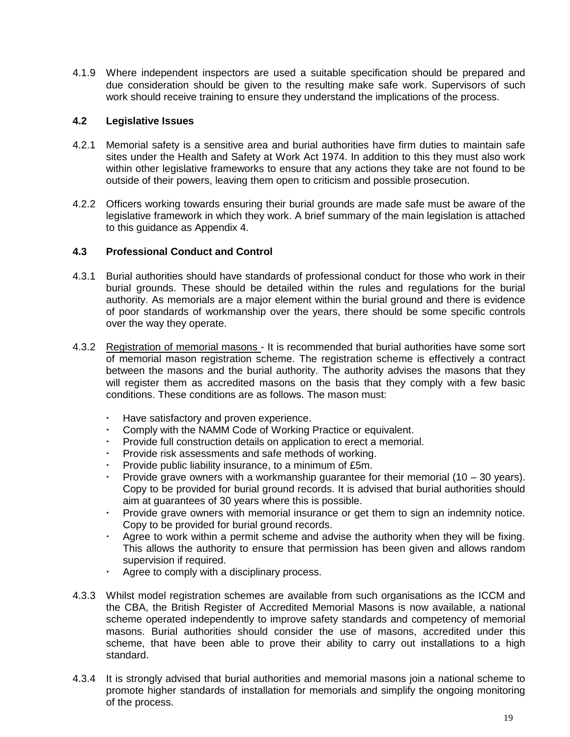4.1.9 Where independent inspectors are used a suitable specification should be prepared and due consideration should be given to the resulting make safe work. Supervisors of such work should receive training to ensure they understand the implications of the process.

### 4.2 Legislative Issues

4.2.1 Memorial safety is a sensitive area and burial authorities have firm duties to maintain safe sites under the Health and Safety at Work Act 1974. In addition to this they must also work within other legislative frameworks to ensure that any actions they take are not found to be outside of their powers, leaving them open to criticism and possible prosecution.

4.2.2 Officers working towards ensuring their burial grounds are made safe must be aware of the legislative framework in which they work. A brief summary of the main legislation is attached to this guidance as Appendix 4.

### 4.3 Professional Conduct and Control

4.3.1 Burial authorities should have standards of professional conduct for those who work in their burial grounds. These should be detailed within the rules and regulations for the burial authority. As memorials are a major element within the burial ground and there is evidence of poor standards of workmanship over the years, there should be some specific controls over the way they operate.

4.3.2 Registration of memorial masons - It is recommended that burial authorities have some sort of memorial mason registration scheme. The registration scheme is effectively a contract between the masons and the burial authority. The authority advises the masons that they will register them as accredited masons on the basis that they comply with a few basic conditions. These conditions are as follows. The mason must:

- Have satisfactory and proven experience.
- Comply with the NAMM Code of Working Practice or equivalent.
- Provide full construction details on application to erect a memorial.
- Provide risk assessments and safe methods of working.
- Provide public liability insurance, to a minimum of £5m.
- Provide grave owners with a workmanship guarantee for their memorial (10 – 30 years). Copy to be provided for burial ground records. It is advised that burial authorities should aim at guarantees of 30 years where this is possible.
- Provide grave owners with memorial insurance or get them to sign an indemnity notice. Copy to be provided for burial ground records.
- Agree to work within a permit scheme and advise the authority when they will be fixing. This allows the authority to ensure that permission has been given and allows random supervision if required.
- Agree to comply with a disciplinary process.

4.3.3 Whilst model registration schemes are available from such organisations as the ICCM and the CBA, the British Register of Accredited Memorial Masons is now available, a national scheme operated independently to improve safety standards and competency of memorial masons. Burial authorities should consider the use of masons, accredited under this scheme, that have been able to prove their ability to carry out installations to a high standard.

4.3.4 It is strongly advised that burial authorities and memorial masons join a national scheme to promote higher standards of installation for memorials and simplify the ongoing monitoring of the process.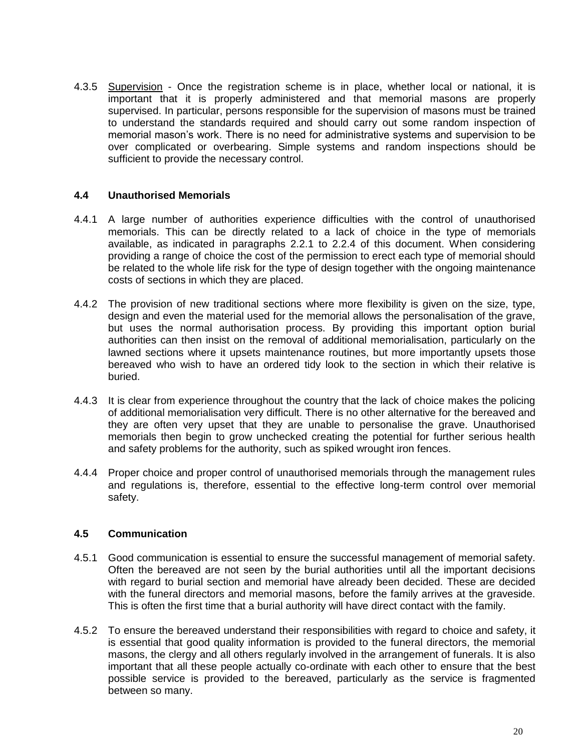4.3.5 Supervision - Once the registration scheme is in place, whether local or national, it is important that it is properly administered and that memorial masons are properly supervised. In particular, persons responsible for the supervision of masons must be trained to understand the standards required and should carry out some random inspection of memorial mason's work. There is no need for administrative systems and supervision to be over complicated or overbearing. Simple systems and random inspections should be sufficient to provide the necessary control.

### 4.4 Unauthorised Memorials

4.4.1 A large number of authorities experience difficulties with the control of unauthorised memorials. This can be directly related to a lack of choice in the type of memorials available, as indicated in paragraphs 2.2.1 to 2.2.4 of this document. When considering providing a range of choice the cost of the permission to erect each type of memorial should be related to the whole life risk for the type of design together with the ongoing maintenance costs of sections in which they are placed.

4.4.2 The provision of new traditional sections where more flexibility is given on the size, type, design and even the material used for the memorial allows the personalisation of the grave, but uses the normal authorisation process. By providing this important option burial authorities can then insist on the removal of additional memorialisation, particularly on the lawned sections where it upsets maintenance routines, but more importantly upsets those bereaved who wish to have an ordered tidy look to the section in which their relative is buried.

4.4.3 It is clear from experience throughout the country that the lack of choice makes the policing of additional memorialisation very difficult. There is no other alternative for the bereaved and they are often very upset that they are unable to personalise the grave. Unauthorised memorials then begin to grow unchecked creating the potential for further serious health and safety problems for the authority, such as spiked wrought iron fences.

4.4.4 Proper choice and proper control of unauthorised memorials through the management rules and regulations is, therefore, essential to the effective long-term control over memorial safety.

### 4.5 Communication

4.5.1 Good communication is essential to ensure the successful management of memorial safety. Often the bereaved are not seen by the burial authorities until all the important decisions with regard to burial section and memorial have already been decided. These are decided with the funeral directors and memorial masons, before the family arrives at the graveside. This is often the first time that a burial authority will have direct contact with the family.

4.5.2 To ensure the bereaved understand their responsibilities with regard to choice and safety, it is essential that good quality information is provided to the funeral directors, the memorial masons, the clergy and all others regularly involved in the arrangement of funerals. It is also important that all these people actually co-ordinate with each other to ensure that the best possible service is provided to the bereaved, particularly as the service is fragmented between so many.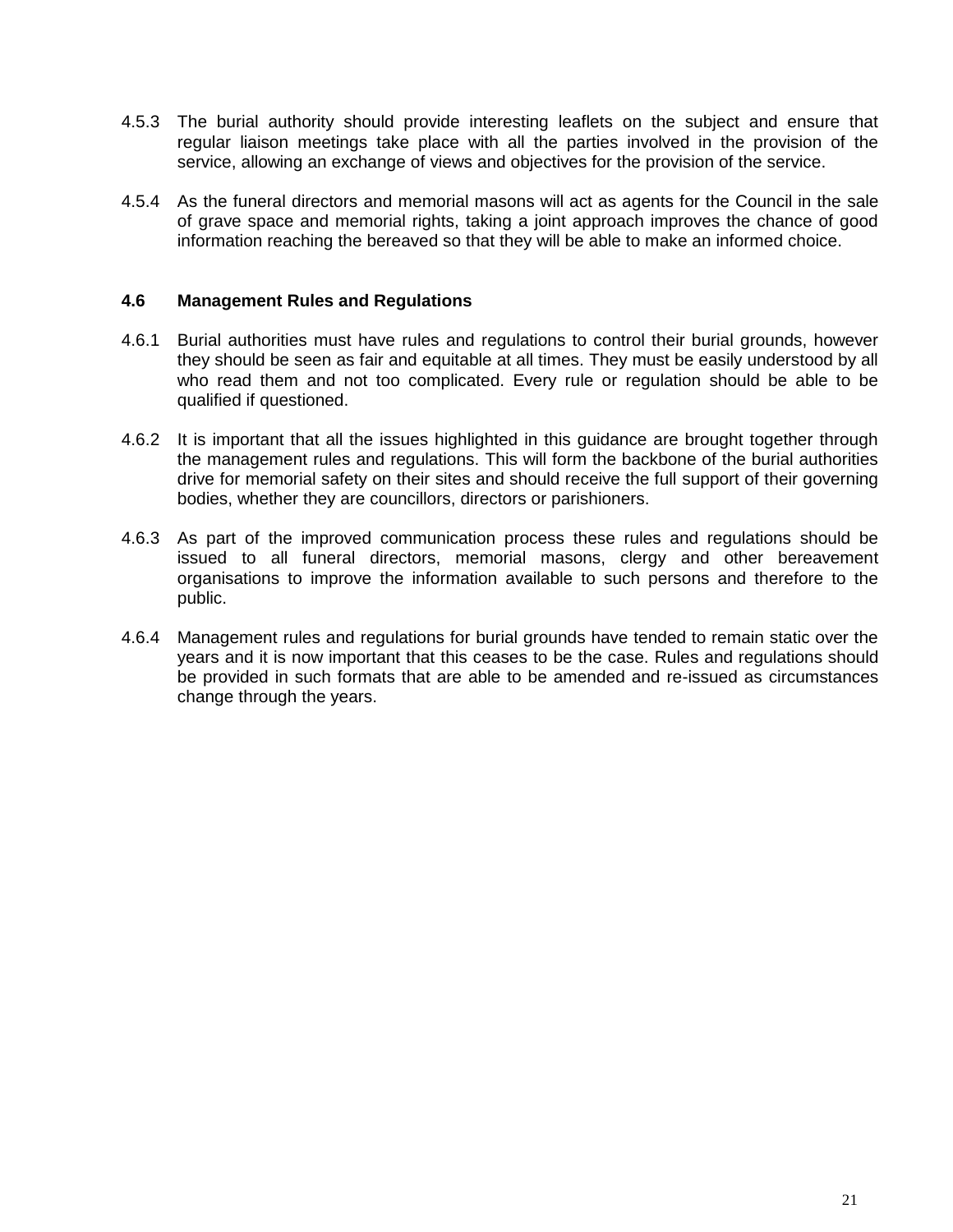4.5.3 The burial authority should provide interesting leaflets on the subject and ensure that regular liaison meetings take place with all the parties involved in the provision of the service, allowing an exchange of views and objectives for the provision of the service.

4.5.4 As the funeral directors and memorial masons will act as agents for the Council in the sale of grave space and memorial rights, taking a joint approach improves the chance of good information reaching the bereaved so that they will be able to make an informed choice.

### 4.6 Management Rules and Regulations

4.6.1 Burial authorities must have rules and regulations to control their burial grounds, however they should be seen as fair and equitable at all times. They must be easily understood by all who read them and not too complicated. Every rule or regulation should be able to be qualified if questioned.

4.6.2 It is important that all the issues highlighted in this guidance are brought together through the management rules and regulations. This will form the backbone of the burial authorities drive for memorial safety on their sites and should receive the full support of their governing bodies, whether they are councillors, directors or parishioners.

4.6.3 As part of the improved communication process these rules and regulations should be issued to all funeral directors, memorial masons, clergy and other bereavement organisations to improve the information available to such persons and therefore to the public.

4.6.4 Management rules and regulations for burial grounds have tended to remain static over the years and it is now important that this ceases to be the case. Rules and regulations should be provided in such formats that are able to be amended and re-issued as circumstances change through the years.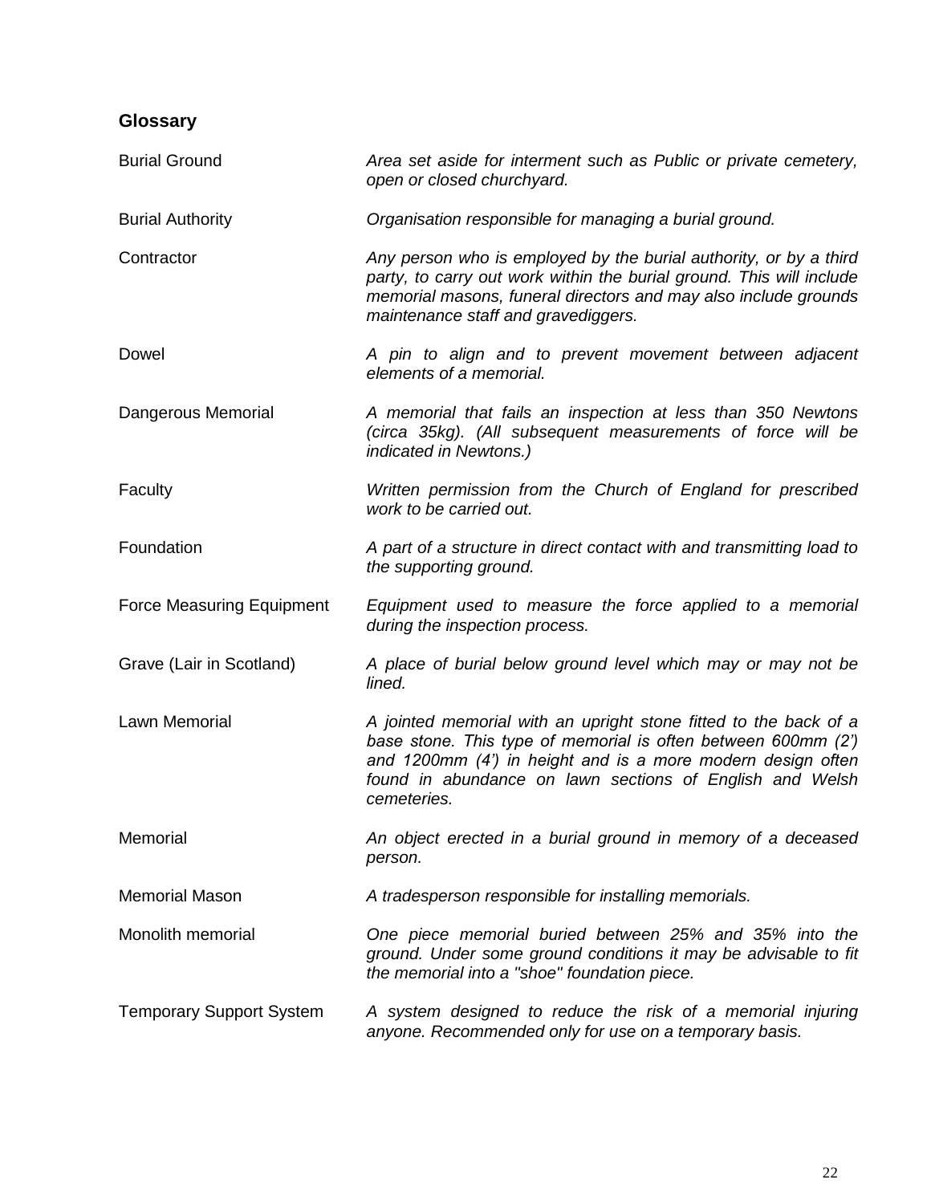## Glossary

| | |
|---|---|
| Burial Ground | *Area set aside for interment such as Public or private cemetery, open or closed churchyard.* |
| Burial Authority | *Organisation responsible for managing a burial ground.* |
| Contractor | *Any person who is employed by the burial authority, or by a third party, to carry out work within the burial ground. This will include memorial masons, funeral directors and may also include grounds maintenance staff and gravediggers.* |
| Dowel | *A pin to align and to prevent movement between adjacent elements of a memorial.* |
| Dangerous Memorial | *A memorial that fails an inspection at less than 350 Newtons (circa 35kg). (All subsequent measurements of force will be indicated in Newtons.)* |
| Faculty | *Written permission from the Church of England for prescribed work to be carried out.* |
| Foundation | *A part of a structure in direct contact with and transmitting load to the supporting ground.* |
| Force Measuring Equipment | *Equipment used to measure the force applied to a memorial during the inspection process.* |
| Grave (Lair in Scotland) | *A place of burial below ground level which may or may not be lined.* |
| Lawn Memorial | *A jointed memorial with an upright stone fitted to the back of a base stone. This type of memorial is often between 600mm (2') and 1200mm (4') in height and is a more modern design often found in abundance on lawn sections of English and Welsh cemeteries.* |
| Memorial | *An object erected in a burial ground in memory of a deceased person.* |
| Memorial Mason | *A tradesperson responsible for installing memorials.* |
| Monolith memorial | *One piece memorial buried between 25% and 35% into the ground. Under some ground conditions it may be advisable to fit the memorial into a "shoe" foundation piece.* |
| Temporary Support System | *A system designed to reduce the risk of a memorial injuring anyone. Recommended only for use on a temporary basis.* |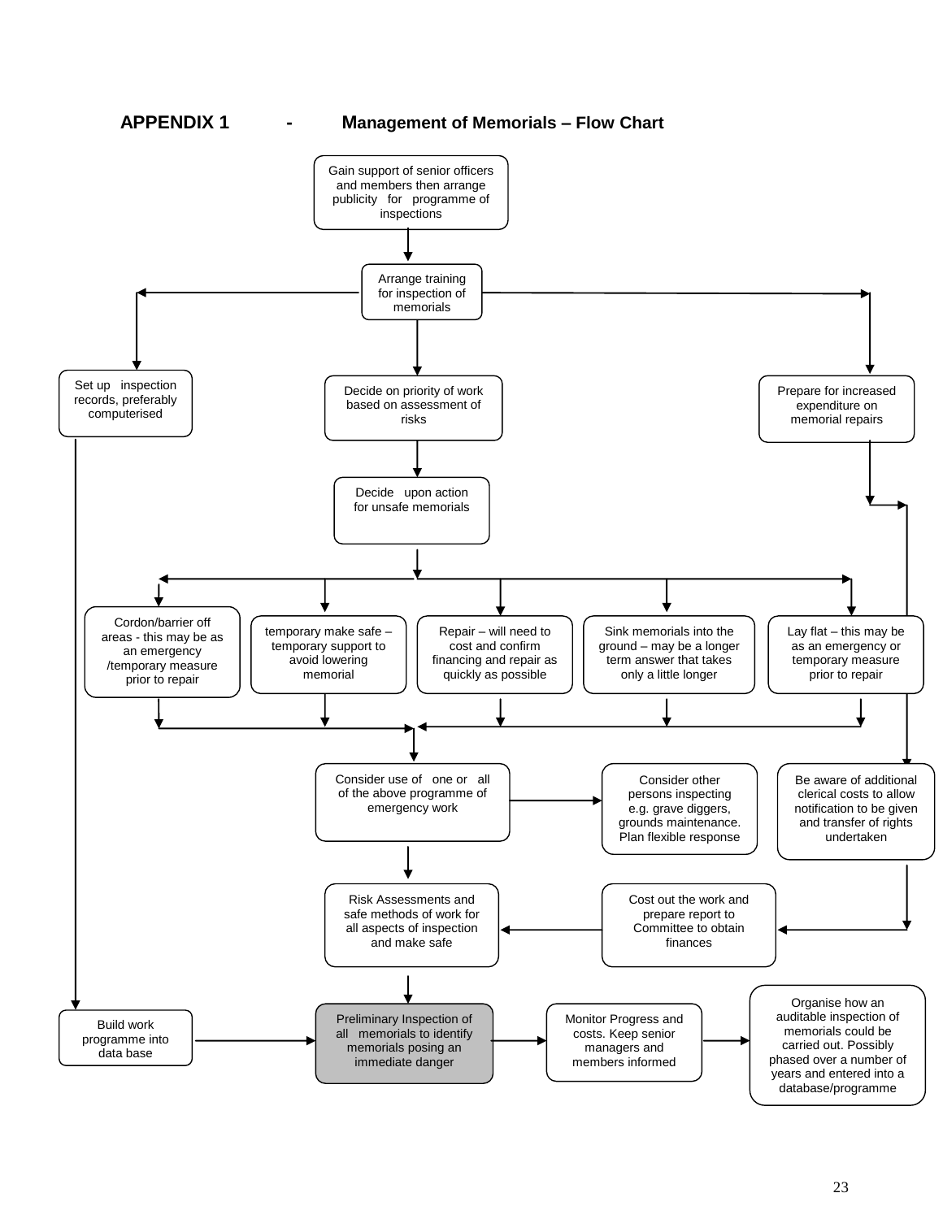**APPENDIX 1 - Management of Memorials – Flow Chart**

Gain support of senior officers and members then arrange publicity for programme of inspections

Arrange training for inspection of memorials

Set up inspection records, preferably computerised

Decide on priority of work based on assessment of risks

Prepare for increased expenditure on memorial repairs

Decide upon action for unsafe memorials

Cordon/barrier off areas - this may be as an emergency /temporary measure prior to repair

temporary make safe – temporary support to avoid lowering memorial

Repair – will need to cost and confirm financing and repair as quickly as possible

Sink memorials into the ground – may be a longer term answer that takes only a little longer

Lay flat – this may be as an emergency or temporary measure prior to repair

Consider use of one or all of the above programme of emergency work

Consider other persons inspecting e.g. grave diggers, grounds maintenance. Plan flexible response

Be aware of additional clerical costs to allow notification to be given and transfer of rights undertaken

Risk Assessments and safe methods of work for all aspects of inspection and make safe

Cost out the work and prepare report to Committee to obtain finances

Build work programme into data base

Preliminary Inspection of all memorials to identify memorials posing an immediate danger

Monitor Progress and costs. Keep senior managers and members informed

Organise how an auditable inspection of memorials could be carried out. Possibly phased over a number of years and entered into a database/programme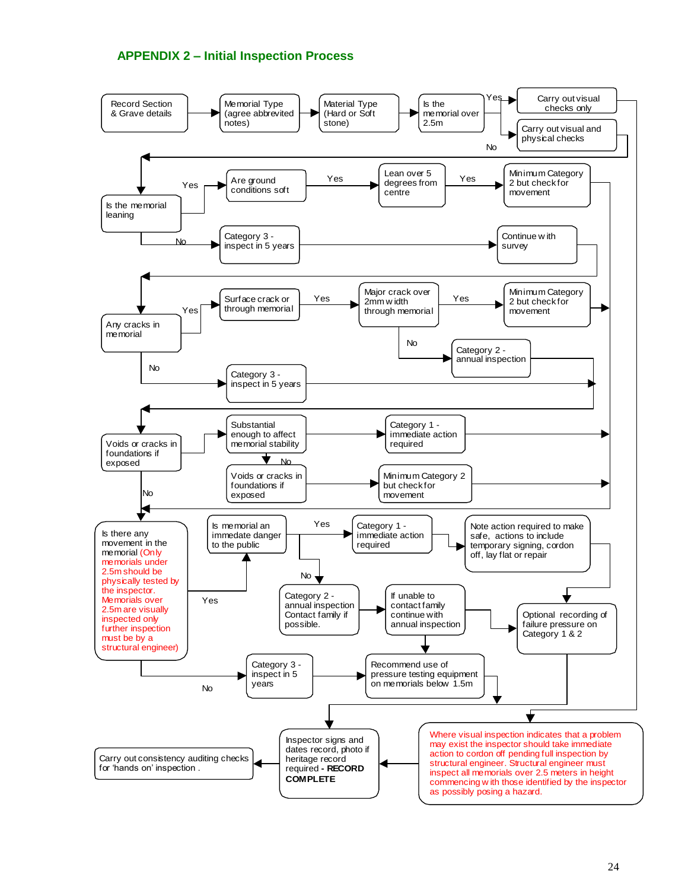## APPENDIX 2 – Initial Inspection Process

Record Section & Grave details → Memorial Type (agree abbrevited notes) → Material Type (Hard or Soft stone) → Is the memorial over 2.5m

- Yes → Carry out visual checks only
- No → Carry out visual and physical checks

Is the memorial leaning

- Yes → Are ground conditions soft → Yes → Lean over 5 degrees from centre → Yes → Minimum Category 2 but check for movement
- No → Category 3 - inspect in 5 years → Continue with survey

Any cracks in memorial

- Yes → Surface crack or through memorial → Yes → Major crack over 2mm width through memorial
  - Yes → Minimum Category 2 but check for movement
  - No → Category 2 - annual inspection
- No → Category 3 - inspect in 5 years

Voids or cracks in foundations if exposed

- Substantial enough to affect memorial stability → Category 1 - immediate action required
- No → Voids or cracks in foundations if exposed → Minimum Category 2 but check for movement
- No

Is there any movement in the memorial (Only memorials under 2.5m should be physically tested by the inspector. Memorials over 2.5m are visually inspected only further inspection must be by a structural engineer)

- Yes → Is memorial an immediate danger to the public
  - Yes → Category 1 - immediate action required → Note action required to make safe, actions to include temporary signing, cordon off, lay flat or repair → Optional recording of failure pressure on Category 1 & 2
  - No → Category 2 - annual inspection Contact family if possible. → If unable to contact family continue with annual inspection → Optional recording of failure pressure on Category 1 & 2; Recommend use of pressure testing equipment on memorials below 1.5m
- No → Category 3 - inspect in 5 years → Recommend use of pressure testing equipment on memorials below 1.5m

Where visual inspection indicates that a problem may exist the inspector should take immediate action to cordon off pending full inspection by structural engineer. Structural engineer must inspect all memorials over 2.5 meters in height commencing with those identified by the inspector as possibly posing a hazard.

Inspector signs and dates record, photo if heritage record required - **RECORD COMPLETE**

Carry out consistency auditing checks for 'hands on' inspection .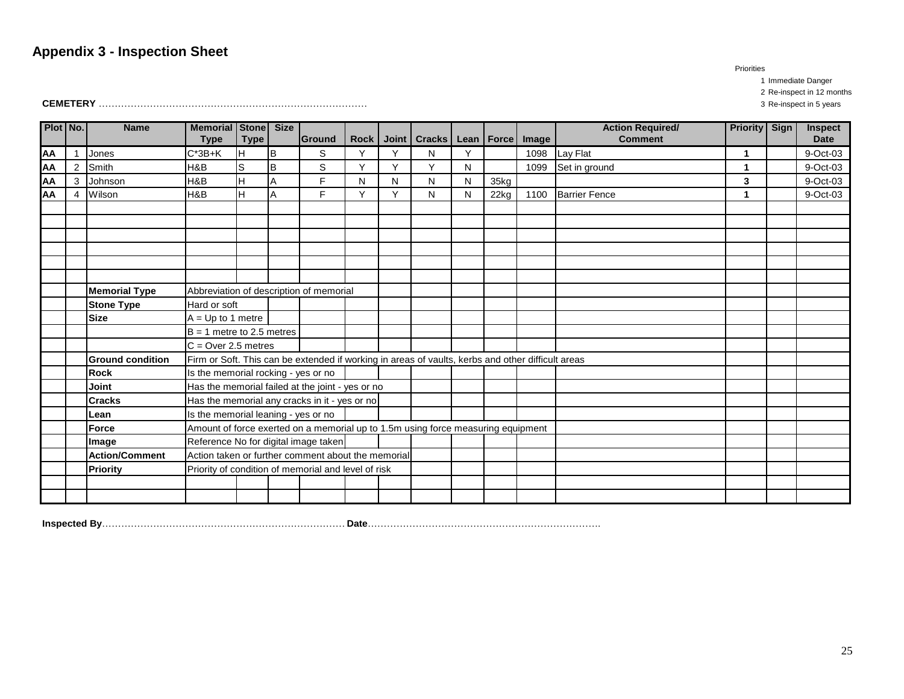## Appendix 3 - Inspection Sheet

Priorities
1 Immediate Danger
2 Re-inspect in 12 months
3 Re-inspect in 5 years

**CEMETERY** ………………………………………………………………………

| Plot | No. | Name | Memorial Type | Stone Type | Size | Ground | Rock | Joint | Cracks | Lean | Force | Image | Action Required/ Comment | Priority | Sign | Inspect Date |
|---|---|---|---|---|---|---|---|---|---|---|---|---|---|---|---|---|
| AA | 1 | Jones | C*3B+K | H | B | S | Y | Y | N | Y | | 1098 | Lay Flat | 1 | | 9-Oct-03 |
| AA | 2 | Smith | H&B | S | B | S | Y | Y | Y | N | | 1099 | Set in ground | 1 | | 9-Oct-03 |
| AA | 3 | Johnson | H&B | H | A | F | N | N | N | N | 35kg | | | 3 | | 9-Oct-03 |
| AA | 4 | Wilson | H&B | H | A | F | Y | Y | N | N | 22kg | 1100 | Barrier Fence | 1 | | 9-Oct-03 |

| Term | Description |
|---|---|
| **Memorial Type** | Abbreviation of description of memorial |
| **Stone Type** | Hard or soft |
| **Size** | A = Up to 1 metre |
| | B = 1 metre to 2.5 metres |
| | C = Over 2.5 metres |
| **Ground condition** | Firm or Soft. This can be extended if working in areas of vaults, kerbs and other difficult areas |
| **Rock** | Is the memorial rocking - yes or no |
| **Joint** | Has the memorial failed at the joint - yes or no |
| **Cracks** | Has the memorial any cracks in it - yes or no |
| **Lean** | Is the memorial leaning - yes or no |
| **Force** | Amount of force exerted on a memorial up to 1.5m using force measuring equipment |
| **Image** | Reference No for digital image taken |
| **Action/Comment** | Action taken or further comment about the memorial |
| **Priority** | Priority of condition of memorial and level of risk |

**Inspected By**………………………………………………………………… **Date**……………………………………………………………….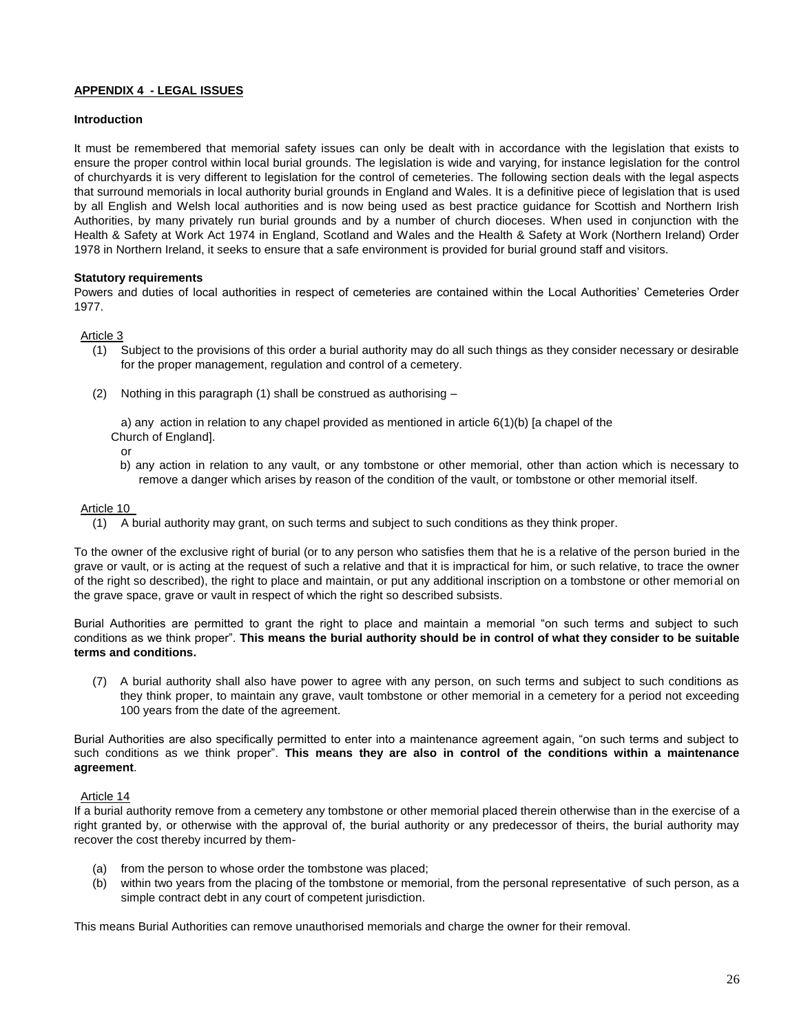## APPENDIX 4 - LEGAL ISSUES

### Introduction

It must be remembered that memorial safety issues can only be dealt with in accordance with the legislation that exists to ensure the proper control within local burial grounds. The legislation is wide and varying, for instance legislation for the control of churchyards it is very different to legislation for the control of cemeteries. The following section deals with the legal aspects that surround memorials in local authority burial grounds in England and Wales. It is a definitive piece of legislation that is used by all English and Welsh local authorities and is now being used as best practice guidance for Scottish and Northern Irish Authorities, by many privately run burial grounds and by a number of church dioceses. When used in conjunction with the Health & Safety at Work Act 1974 in England, Scotland and Wales and the Health & Safety at Work (Northern Ireland) Order 1978 in Northern Ireland, it seeks to ensure that a safe environment is provided for burial ground staff and visitors.

### Statutory requirements

Powers and duties of local authorities in respect of cemeteries are contained within the Local Authorities' Cemeteries Order 1977.

Article 3

(1) Subject to the provisions of this order a burial authority may do all such things as they consider necessary or desirable for the proper management, regulation and control of a cemetery.

(2) Nothing in this paragraph (1) shall be construed as authorising –

a) any action in relation to any chapel provided as mentioned in article 6(1)(b) [a chapel of the Church of England].

or

b) any action in relation to any vault, or any tombstone or other memorial, other than action which is necessary to remove a danger which arises by reason of the condition of the vault, or tombstone or other memorial itself.

Article 10

(1) A burial authority may grant, on such terms and subject to such conditions as they think proper.

To the owner of the exclusive right of burial (or to any person who satisfies them that he is a relative of the person buried in the grave or vault, or is acting at the request of such a relative and that it is impractical for him, or such relative, to trace the owner of the right so described), the right to place and maintain, or put any additional inscription on a tombstone or other memorial on the grave space, grave or vault in respect of which the right so described subsists.

Burial Authorities are permitted to grant the right to place and maintain a memorial "on such terms and subject to such conditions as we think proper". **This means the burial authority should be in control of what they consider to be suitable terms and conditions.**

(7) A burial authority shall also have power to agree with any person, on such terms and subject to such conditions as they think proper, to maintain any grave, vault tombstone or other memorial in a cemetery for a period not exceeding 100 years from the date of the agreement.

Burial Authorities are also specifically permitted to enter into a maintenance agreement again, "on such terms and subject to such conditions as we think proper". **This means they are also in control of the conditions within a maintenance agreement**.

Article 14

If a burial authority remove from a cemetery any tombstone or other memorial placed therein otherwise than in the exercise of a right granted by, or otherwise with the approval of, the burial authority or any predecessor of theirs, the burial authority may recover the cost thereby incurred by them-

(a) from the person to whose order the tombstone was placed;
(b) within two years from the placing of the tombstone or memorial, from the personal representative of such person, as a simple contract debt in any court of competent jurisdiction.

This means Burial Authorities can remove unauthorised memorials and charge the owner for their removal.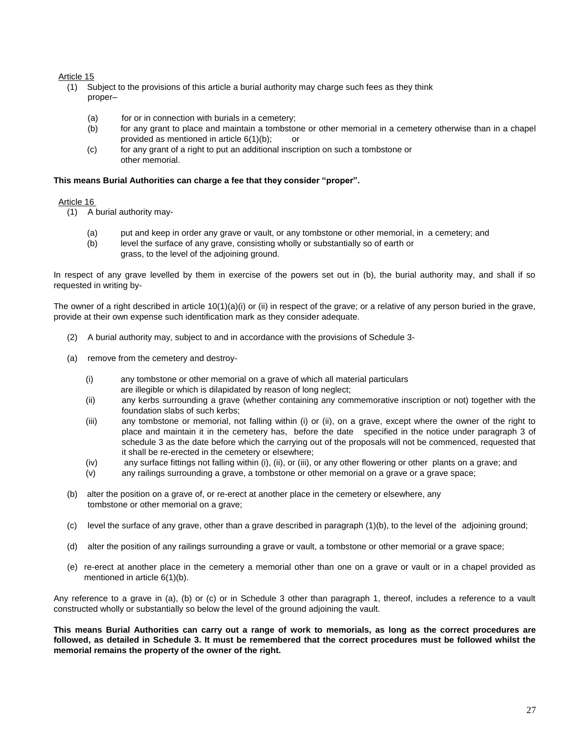Article 15

(1) Subject to the provisions of this article a burial authority may charge such fees as they think proper–

 (a) for or in connection with burials in a cemetery;
 (b) for any grant to place and maintain a tombstone or other memorial in a cemetery otherwise than in a chapel provided as mentioned in article 6(1)(b); or
 (c) for any grant of a right to put an additional inscription on such a tombstone or other memorial.

**This means Burial Authorities can charge a fee that they consider "proper".**

Article 16

(1) A burial authority may-

 (a) put and keep in order any grave or vault, or any tombstone or other memorial, in a cemetery; and
 (b) level the surface of any grave, consisting wholly or substantially so of earth or grass, to the level of the adjoining ground.

In respect of any grave levelled by them in exercise of the powers set out in (b), the burial authority may, and shall if so requested in writing by-

The owner of a right described in article 10(1)(a)(i) or (ii) in respect of the grave; or a relative of any person buried in the grave, provide at their own expense such identification mark as they consider adequate.

(2) A burial authority may, subject to and in accordance with the provisions of Schedule 3-

(a) remove from the cemetery and destroy-

 (i) any tombstone or other memorial on a grave of which all material particulars are illegible or which is dilapidated by reason of long neglect;
 (ii) any kerbs surrounding a grave (whether containing any commemorative inscription or not) together with the foundation slabs of such kerbs;
 (iii) any tombstone or memorial, not falling within (i) or (ii), on a grave, except where the owner of the right to place and maintain it in the cemetery has, before the date specified in the notice under paragraph 3 of schedule 3 as the date before which the carrying out of the proposals will not be commenced, requested that it shall be re-erected in the cemetery or elsewhere;
 (iv) any surface fittings not falling within (i), (ii), or (iii), or any other flowering or other plants on a grave; and
 (v) any railings surrounding a grave, a tombstone or other memorial on a grave or a grave space;

(b) alter the position on a grave of, or re-erect at another place in the cemetery or elsewhere, any tombstone or other memorial on a grave;

(c) level the surface of any grave, other than a grave described in paragraph (1)(b), to the level of the adjoining ground;

(d) alter the position of any railings surrounding a grave or vault, a tombstone or other memorial or a grave space;

(e) re-erect at another place in the cemetery a memorial other than one on a grave or vault or in a chapel provided as mentioned in article 6(1)(b).

Any reference to a grave in (a), (b) or (c) or in Schedule 3 other than paragraph 1, thereof, includes a reference to a vault constructed wholly or substantially so below the level of the ground adjoining the vault.

**This means Burial Authorities can carry out a range of work to memorials, as long as the correct procedures are followed, as detailed in Schedule 3. It must be remembered that the correct procedures must be followed whilst the memorial remains the property of the owner of the right.**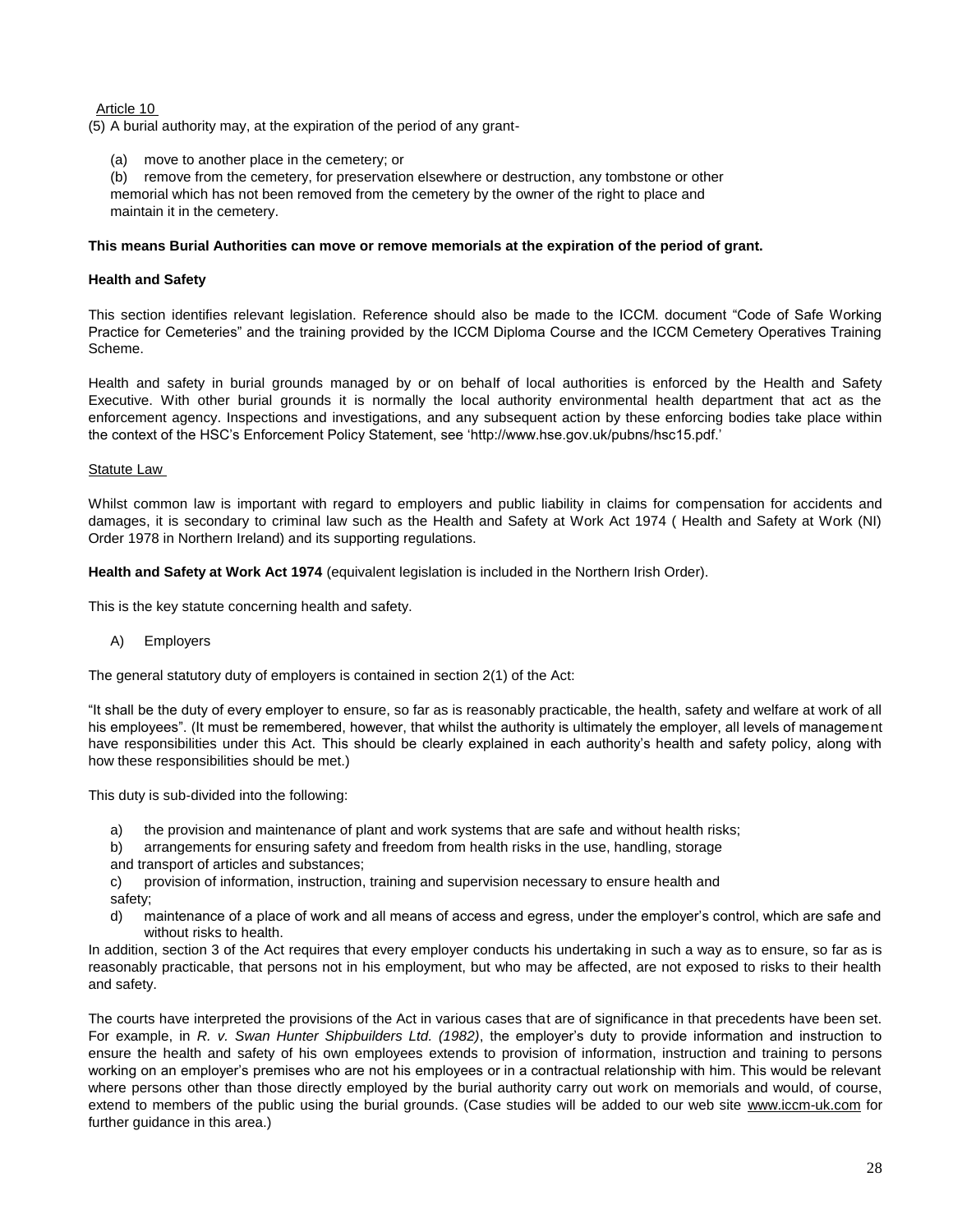Article 10

(5) A burial authority may, at the expiration of the period of any grant-

(a) move to another place in the cemetery; or

(b) remove from the cemetery, for preservation elsewhere or destruction, any tombstone or other memorial which has not been removed from the cemetery by the owner of the right to place and maintain it in the cemetery.

**This means Burial Authorities can move or remove memorials at the expiration of the period of grant.**

**Health and Safety**

This section identifies relevant legislation. Reference should also be made to the ICCM. document "Code of Safe Working Practice for Cemeteries" and the training provided by the ICCM Diploma Course and the ICCM Cemetery Operatives Training Scheme.

Health and safety in burial grounds managed by or on behalf of local authorities is enforced by the Health and Safety Executive. With other burial grounds it is normally the local authority environmental health department that act as the enforcement agency. Inspections and investigations, and any subsequent action by these enforcing bodies take place within the context of the HSC's Enforcement Policy Statement, see 'http://www.hse.gov.uk/pubns/hsc15.pdf.'

Statute Law

Whilst common law is important with regard to employers and public liability in claims for compensation for accidents and damages, it is secondary to criminal law such as the Health and Safety at Work Act 1974 ( Health and Safety at Work (NI) Order 1978 in Northern Ireland) and its supporting regulations.

**Health and Safety at Work Act 1974** (equivalent legislation is included in the Northern Irish Order).

This is the key statute concerning health and safety.

A) Employers

The general statutory duty of employers is contained in section 2(1) of the Act:

"It shall be the duty of every employer to ensure, so far as is reasonably practicable, the health, safety and welfare at work of all his employees". (It must be remembered, however, that whilst the authority is ultimately the employer, all levels of management have responsibilities under this Act. This should be clearly explained in each authority's health and safety policy, along with how these responsibilities should be met.)

This duty is sub-divided into the following:

a) the provision and maintenance of plant and work systems that are safe and without health risks;

b) arrangements for ensuring safety and freedom from health risks in the use, handling, storage and transport of articles and substances;

c) provision of information, instruction, training and supervision necessary to ensure health and safety;

d) maintenance of a place of work and all means of access and egress, under the employer's control, which are safe and without risks to health.

In addition, section 3 of the Act requires that every employer conducts his undertaking in such a way as to ensure, so far as is reasonably practicable, that persons not in his employment, but who may be affected, are not exposed to risks to their health and safety.

The courts have interpreted the provisions of the Act in various cases that are of significance in that precedents have been set. For example, in *R. v. Swan Hunter Shipbuilders Ltd. (1982)*, the employer's duty to provide information and instruction to ensure the health and safety of his own employees extends to provision of information, instruction and training to persons working on an employer's premises who are not his employees or in a contractual relationship with him. This would be relevant where persons other than those directly employed by the burial authority carry out work on memorials and would, of course, extend to members of the public using the burial grounds. (Case studies will be added to our web site www.iccm-uk.com for further guidance in this area.)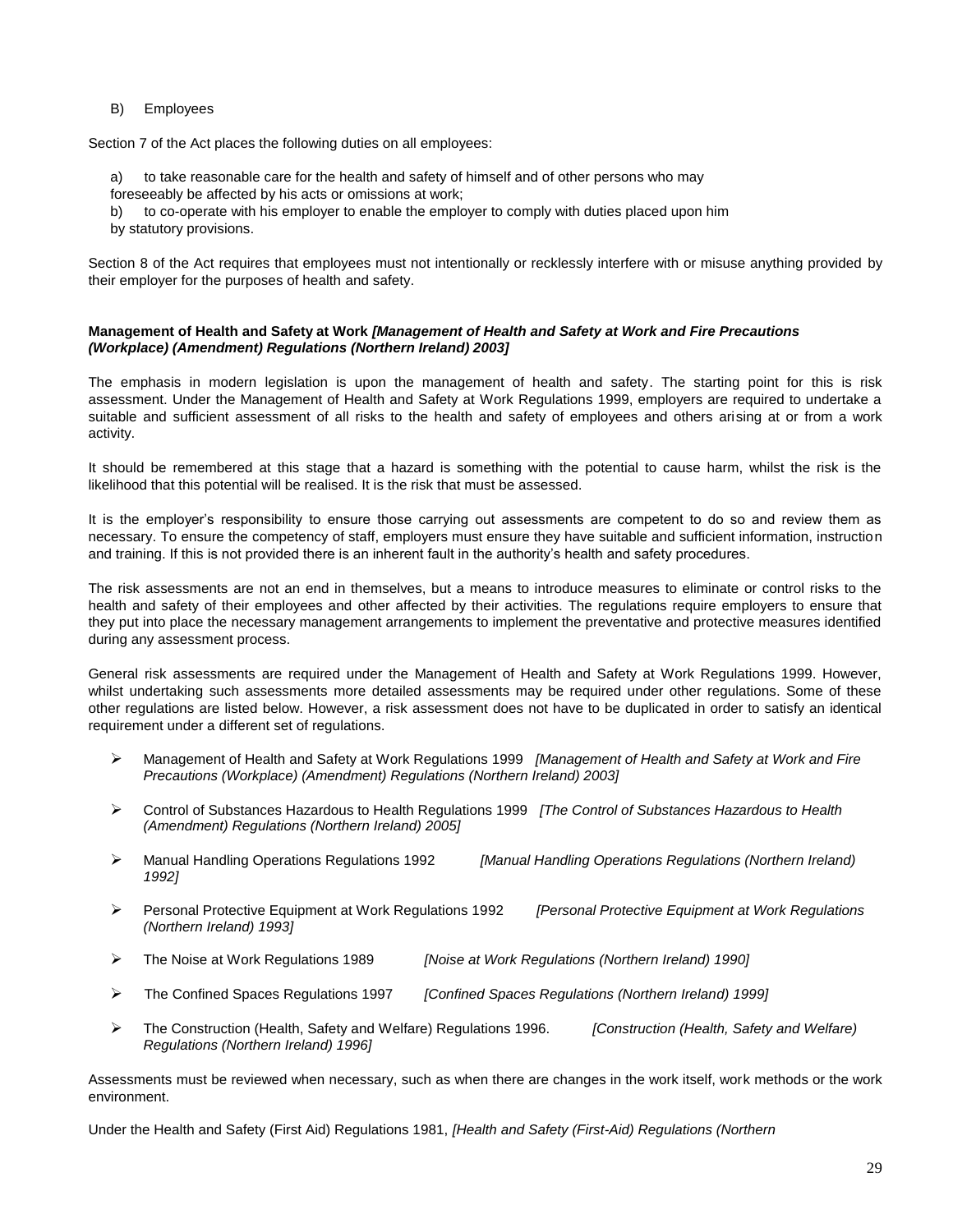B) Employees

Section 7 of the Act places the following duties on all employees:

a) to take reasonable care for the health and safety of himself and of other persons who may foreseeably be affected by his acts or omissions at work;

b) to co-operate with his employer to enable the employer to comply with duties placed upon him by statutory provisions.

Section 8 of the Act requires that employees must not intentionally or recklessly interfere with or misuse anything provided by their employer for the purposes of health and safety.

**Management of Health and Safety at Work** ***[Management of Health and Safety at Work and Fire Precautions (Workplace) (Amendment) Regulations (Northern Ireland) 2003]***

The emphasis in modern legislation is upon the management of health and safety. The starting point for this is risk assessment. Under the Management of Health and Safety at Work Regulations 1999, employers are required to undertake a suitable and sufficient assessment of all risks to the health and safety of employees and others arising at or from a work activity.

It should be remembered at this stage that a hazard is something with the potential to cause harm, whilst the risk is the likelihood that this potential will be realised. It is the risk that must be assessed.

It is the employer's responsibility to ensure those carrying out assessments are competent to do so and review them as necessary. To ensure the competency of staff, employers must ensure they have suitable and sufficient information, instruction and training. If this is not provided there is an inherent fault in the authority's health and safety procedures.

The risk assessments are not an end in themselves, but a means to introduce measures to eliminate or control risks to the health and safety of their employees and other affected by their activities. The regulations require employers to ensure that they put into place the necessary management arrangements to implement the preventative and protective measures identified during any assessment process.

General risk assessments are required under the Management of Health and Safety at Work Regulations 1999. However, whilst undertaking such assessments more detailed assessments may be required under other regulations. Some of these other regulations are listed below. However, a risk assessment does not have to be duplicated in order to satisfy an identical requirement under a different set of regulations.

- Management of Health and Safety at Work Regulations 1999 *[Management of Health and Safety at Work and Fire Precautions (Workplace) (Amendment) Regulations (Northern Ireland) 2003]*
- Control of Substances Hazardous to Health Regulations 1999 *[The Control of Substances Hazardous to Health (Amendment) Regulations (Northern Ireland) 2005]*
- Manual Handling Operations Regulations 1992 *[Manual Handling Operations Regulations (Northern Ireland) 1992]*
- Personal Protective Equipment at Work Regulations 1992 *[Personal Protective Equipment at Work Regulations (Northern Ireland) 1993]*
- The Noise at Work Regulations 1989 *[Noise at Work Regulations (Northern Ireland) 1990]*
- The Confined Spaces Regulations 1997 *[Confined Spaces Regulations (Northern Ireland) 1999]*
- The Construction (Health, Safety and Welfare) Regulations 1996. *[Construction (Health, Safety and Welfare) Regulations (Northern Ireland) 1996]*

Assessments must be reviewed when necessary, such as when there are changes in the work itself, work methods or the work environment.

Under the Health and Safety (First Aid) Regulations 1981, *[Health and Safety (First-Aid) Regulations (Northern*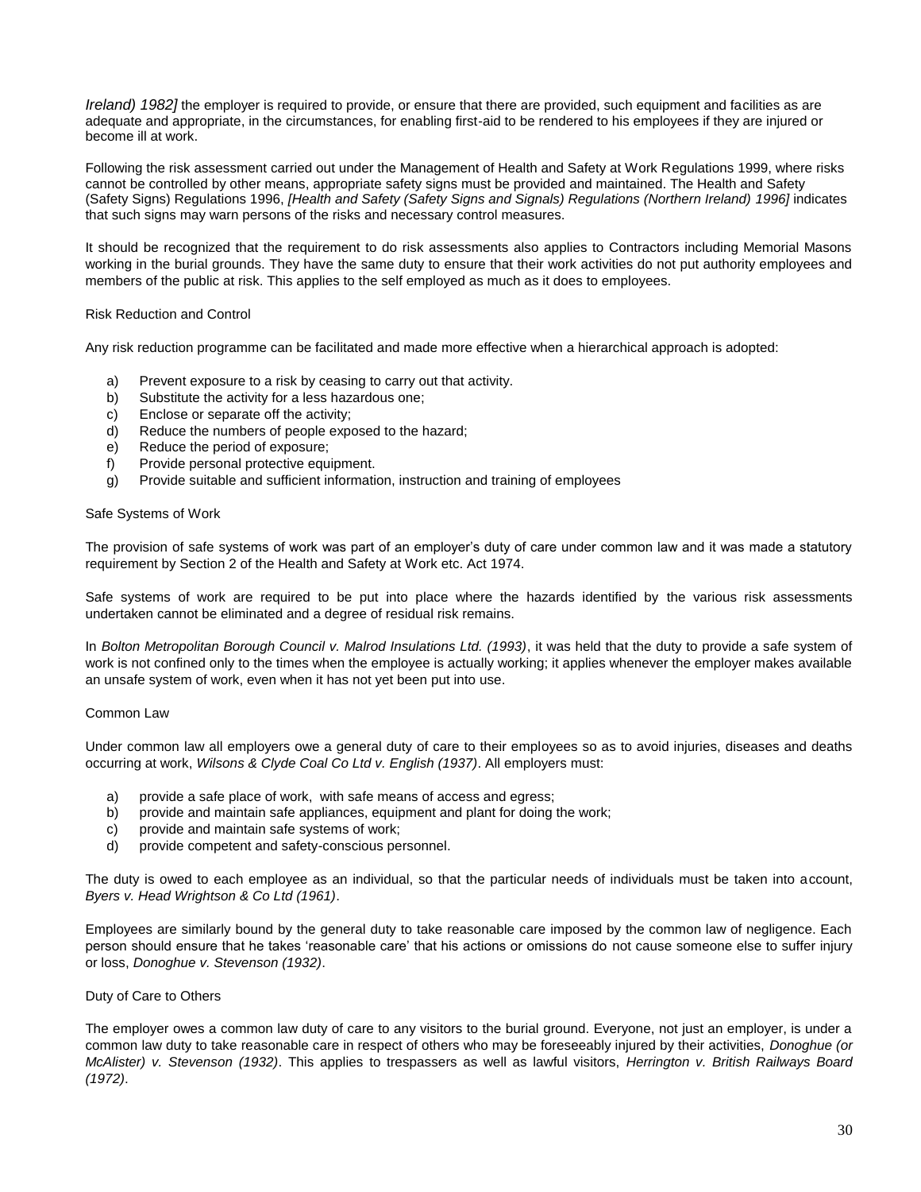*Ireland) 1982]* the employer is required to provide, or ensure that there are provided, such equipment and facilities as are adequate and appropriate, in the circumstances, for enabling first-aid to be rendered to his employees if they are injured or become ill at work.

Following the risk assessment carried out under the Management of Health and Safety at Work Regulations 1999, where risks cannot be controlled by other means, appropriate safety signs must be provided and maintained. The Health and Safety (Safety Signs) Regulations 1996, *[Health and Safety (Safety Signs and Signals) Regulations (Northern Ireland) 1996]* indicates that such signs may warn persons of the risks and necessary control measures.

It should be recognized that the requirement to do risk assessments also applies to Contractors including Memorial Masons working in the burial grounds. They have the same duty to ensure that their work activities do not put authority employees and members of the public at risk. This applies to the self employed as much as it does to employees.

Risk Reduction and Control

Any risk reduction programme can be facilitated and made more effective when a hierarchical approach is adopted:

a) Prevent exposure to a risk by ceasing to carry out that activity.
b) Substitute the activity for a less hazardous one;
c) Enclose or separate off the activity;
d) Reduce the numbers of people exposed to the hazard;
e) Reduce the period of exposure;
f) Provide personal protective equipment.
g) Provide suitable and sufficient information, instruction and training of employees

Safe Systems of Work

The provision of safe systems of work was part of an employer's duty of care under common law and it was made a statutory requirement by Section 2 of the Health and Safety at Work etc. Act 1974.

Safe systems of work are required to be put into place where the hazards identified by the various risk assessments undertaken cannot be eliminated and a degree of residual risk remains.

In *Bolton Metropolitan Borough Council v. Malrod Insulations Ltd. (1993)*, it was held that the duty to provide a safe system of work is not confined only to the times when the employee is actually working; it applies whenever the employer makes available an unsafe system of work, even when it has not yet been put into use.

Common Law

Under common law all employers owe a general duty of care to their employees so as to avoid injuries, diseases and deaths occurring at work, *Wilsons & Clyde Coal Co Ltd v. English (1937)*. All employers must:

a) provide a safe place of work, with safe means of access and egress;
b) provide and maintain safe appliances, equipment and plant for doing the work;
c) provide and maintain safe systems of work;
d) provide competent and safety-conscious personnel.

The duty is owed to each employee as an individual, so that the particular needs of individuals must be taken into account, *Byers v. Head Wrightson & Co Ltd (1961)*.

Employees are similarly bound by the general duty to take reasonable care imposed by the common law of negligence. Each person should ensure that he takes 'reasonable care' that his actions or omissions do not cause someone else to suffer injury or loss, *Donoghue v. Stevenson (1932)*.

Duty of Care to Others

The employer owes a common law duty of care to any visitors to the burial ground. Everyone, not just an employer, is under a common law duty to take reasonable care in respect of others who may be foreseeably injured by their activities, *Donoghue (or McAlister) v. Stevenson (1932)*. This applies to trespassers as well as lawful visitors, *Herrington v. British Railways Board (1972)*.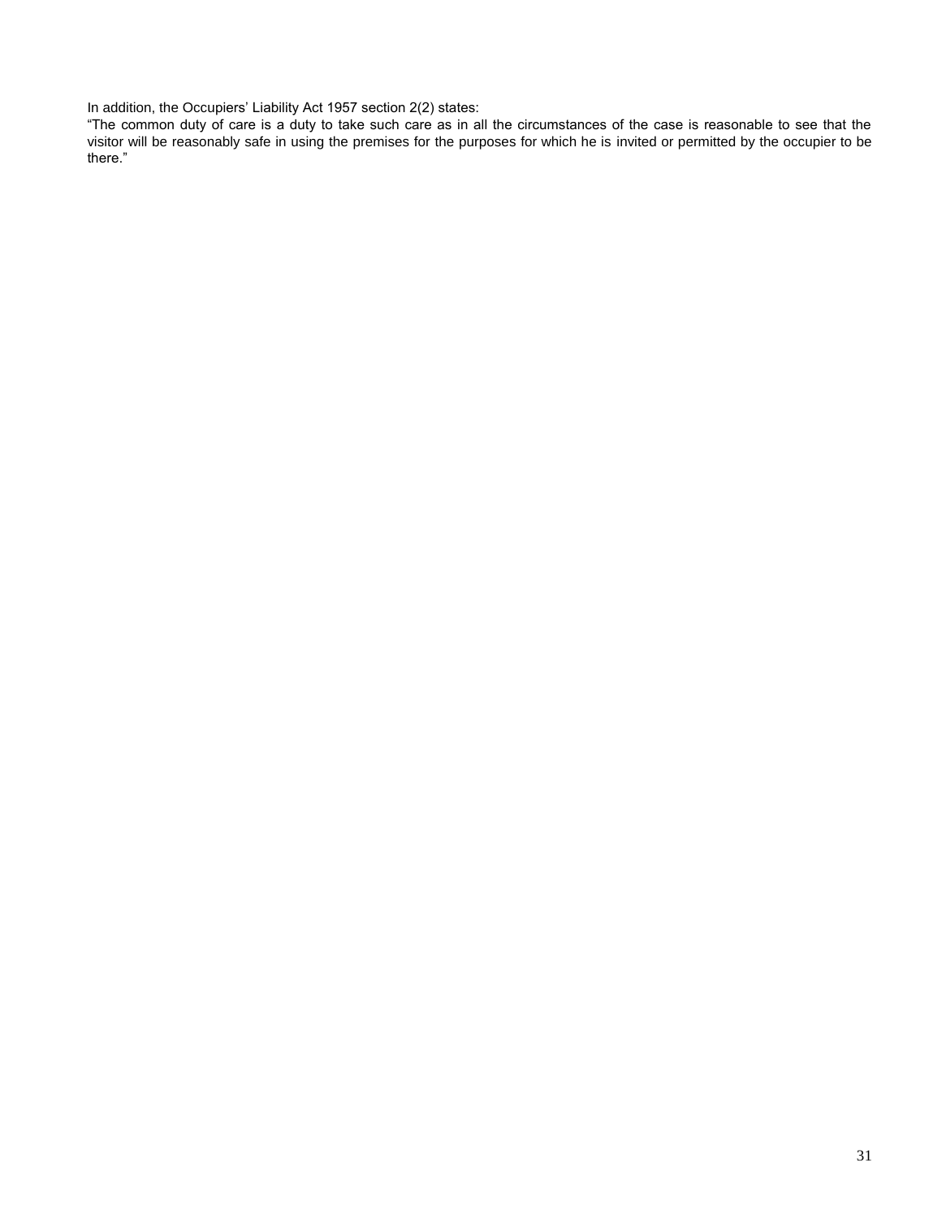In addition, the Occupiers' Liability Act 1957 section 2(2) states:

"The common duty of care is a duty to take such care as in all the circumstances of the case is reasonable to see that the visitor will be reasonably safe in using the premises for the purposes for which he is invited or permitted by the occupier to be there."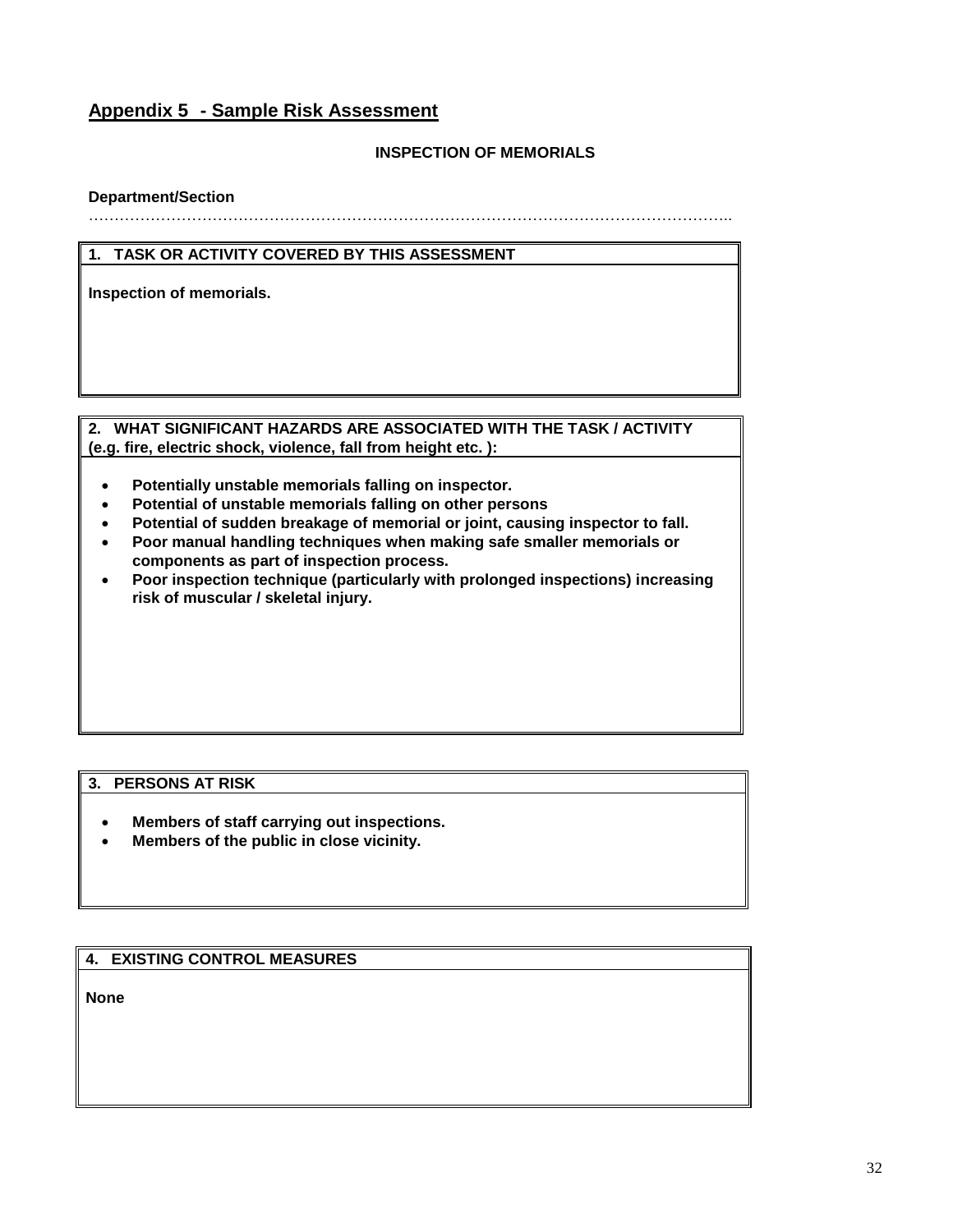## Appendix 5 - Sample Risk Assessment

**INSPECTION OF MEMORIALS**

**Department/Section**

……………………………………………………………………………………………………………..

| **1. TASK OR ACTIVITY COVERED BY THIS ASSESSMENT** |
|---|
| **Inspection of memorials.** |

| **2. WHAT SIGNIFICANT HAZARDS ARE ASSOCIATED WITH THE TASK / ACTIVITY (e.g. fire, electric shock, violence, fall from height etc. ):** |
|---|
| • **Potentially unstable memorials falling on inspector.**<br>• **Potential of unstable memorials falling on other persons**<br>• **Potential of sudden breakage of memorial or joint, causing inspector to fall.**<br>• **Poor manual handling techniques when making safe smaller memorials or components as part of inspection process.**<br>• **Poor inspection technique (particularly with prolonged inspections) increasing risk of muscular / skeletal injury.** |

| **3. PERSONS AT RISK** |
|---|
| • **Members of staff carrying out inspections.**<br>• **Members of the public in close vicinity.** |

| **4. EXISTING CONTROL MEASURES** |
|---|
| **None** |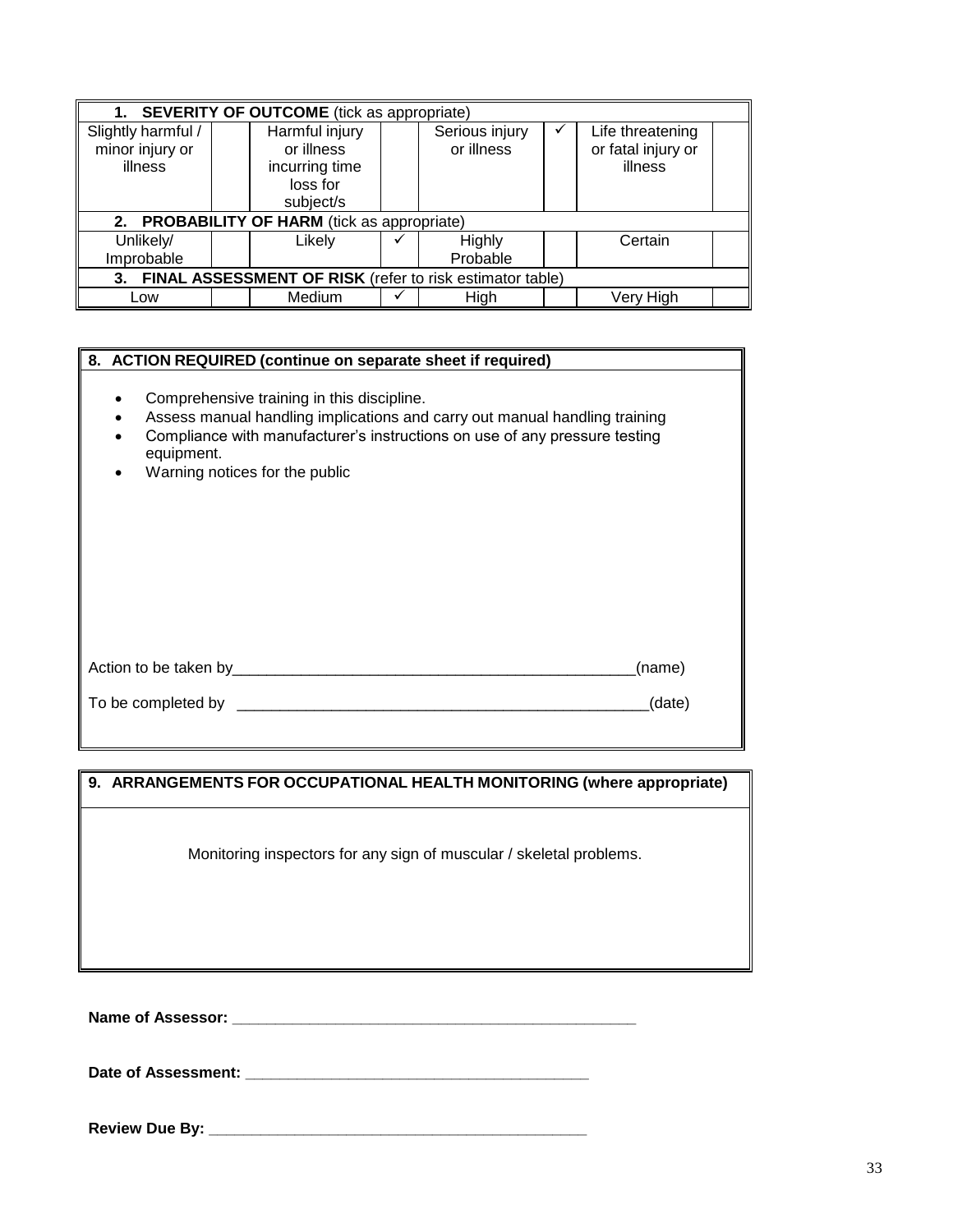| 1. **SEVERITY OF OUTCOME** (tick as appropriate) | | | | | | | |
|---|---|---|---|---|---|---|---|
| Slightly harmful / minor injury or illness | | Harmful injury or illness incurring time loss for subject/s | | Serious injury or illness | ✓ | Life threatening or fatal injury or illness | |
| 2. **PROBABILITY OF HARM** (tick as appropriate) | | | | | | | |
| Unlikely/ Improbable | | Likely | ✓ | Highly Probable | | Certain | |
| 3. **FINAL ASSESSMENT OF RISK** (refer to risk estimator table) | | | | | | | |
| Low | | Medium | ✓ | High | | Very High | |

**8. ACTION REQUIRED (continue on separate sheet if required)**

- Comprehensive training in this discipline.
- Assess manual handling implications and carry out manual handling training
- Compliance with manufacturer's instructions on use of any pressure testing equipment.
- Warning notices for the public

Action to be taken by________________________________________________(name)

To be completed by ________________________________________________(date)

**9. ARRANGEMENTS FOR OCCUPATIONAL HEALTH MONITORING (where appropriate)**

Monitoring inspectors for any sign of muscular / skeletal problems.

**Name of Assessor:** ________________________________________________

**Date of Assessment:** ________________________________________

**Review Due By:** ____________________________________________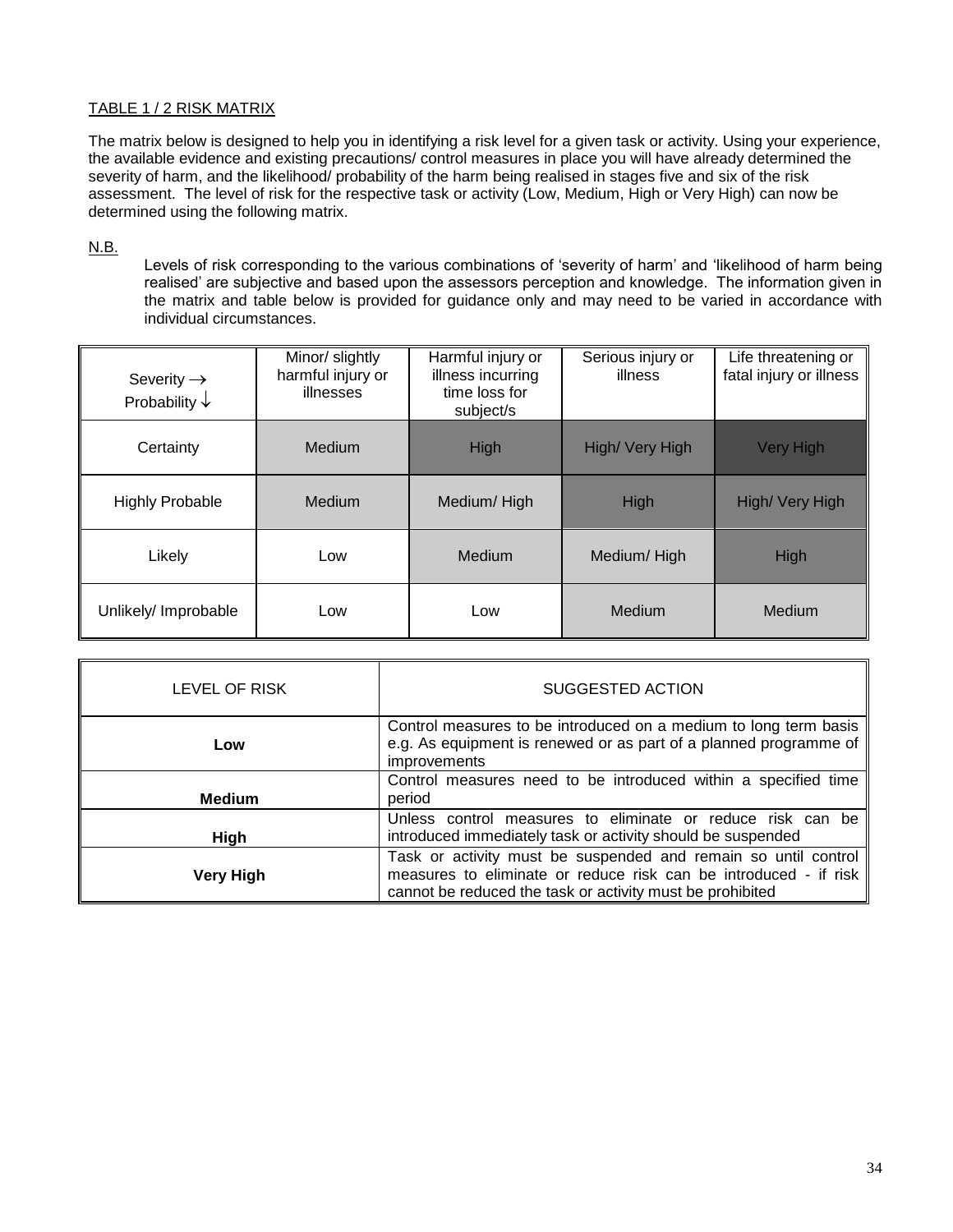## TABLE 1 / 2 RISK MATRIX

The matrix below is designed to help you in identifying a risk level for a given task or activity. Using your experience, the available evidence and existing precautions/ control measures in place you will have already determined the severity of harm, and the likelihood/ probability of the harm being realised in stages five and six of the risk assessment. The level of risk for the respective task or activity (Low, Medium, High or Very High) can now be determined using the following matrix.

N.B.

Levels of risk corresponding to the various combinations of 'severity of harm' and 'likelihood of harm being realised' are subjective and based upon the assessors perception and knowledge. The information given in the matrix and table below is provided for guidance only and may need to be varied in accordance with individual circumstances.

| Severity → Probability ↓ | Minor/ slightly harmful injury or illnesses | Harmful injury or illness incurring time loss for subject/s | Serious injury or illness | Life threatening or fatal injury or illness |
|---|---|---|---|---|
| Certainty | Medium | High | High/ Very High | Very High |
| Highly Probable | Medium | Medium/ High | High | High/ Very High |
| Likely | Low | Medium | Medium/ High | High |
| Unlikely/ Improbable | Low | Low | Medium | Medium |

| LEVEL OF RISK | SUGGESTED ACTION |
|---|---|
| **Low** | Control measures to be introduced on a medium to long term basis e.g. As equipment is renewed or as part of a planned programme of improvements |
| **Medium** | Control measures need to be introduced within a specified time period |
| **High** | Unless control measures to eliminate or reduce risk can be introduced immediately task or activity should be suspended |
| **Very High** | Task or activity must be suspended and remain so until control measures to eliminate or reduce risk can be introduced - if risk cannot be reduced the task or activity must be prohibited |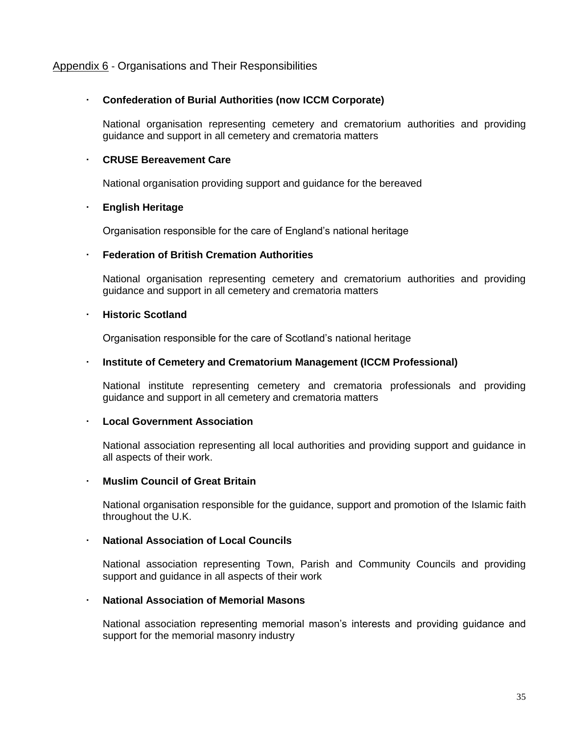## Appendix 6 - Organisations and Their Responsibilities

- **Confederation of Burial Authorities (now ICCM Corporate)**

  National organisation representing cemetery and crematorium authorities and providing guidance and support in all cemetery and crematoria matters

- **CRUSE Bereavement Care**

  National organisation providing support and guidance for the bereaved

- **English Heritage**

  Organisation responsible for the care of England's national heritage

- **Federation of British Cremation Authorities**

  National organisation representing cemetery and crematorium authorities and providing guidance and support in all cemetery and crematoria matters

- **Historic Scotland**

  Organisation responsible for the care of Scotland's national heritage

- **Institute of Cemetery and Crematorium Management (ICCM Professional)**

  National institute representing cemetery and crematoria professionals and providing guidance and support in all cemetery and crematoria matters

- **Local Government Association**

  National association representing all local authorities and providing support and guidance in all aspects of their work.

- **Muslim Council of Great Britain**

  National organisation responsible for the guidance, support and promotion of the Islamic faith throughout the U.K.

- **National Association of Local Councils**

  National association representing Town, Parish and Community Councils and providing support and guidance in all aspects of their work

- **National Association of Memorial Masons**

  National association representing memorial mason's interests and providing guidance and support for the memorial masonry industry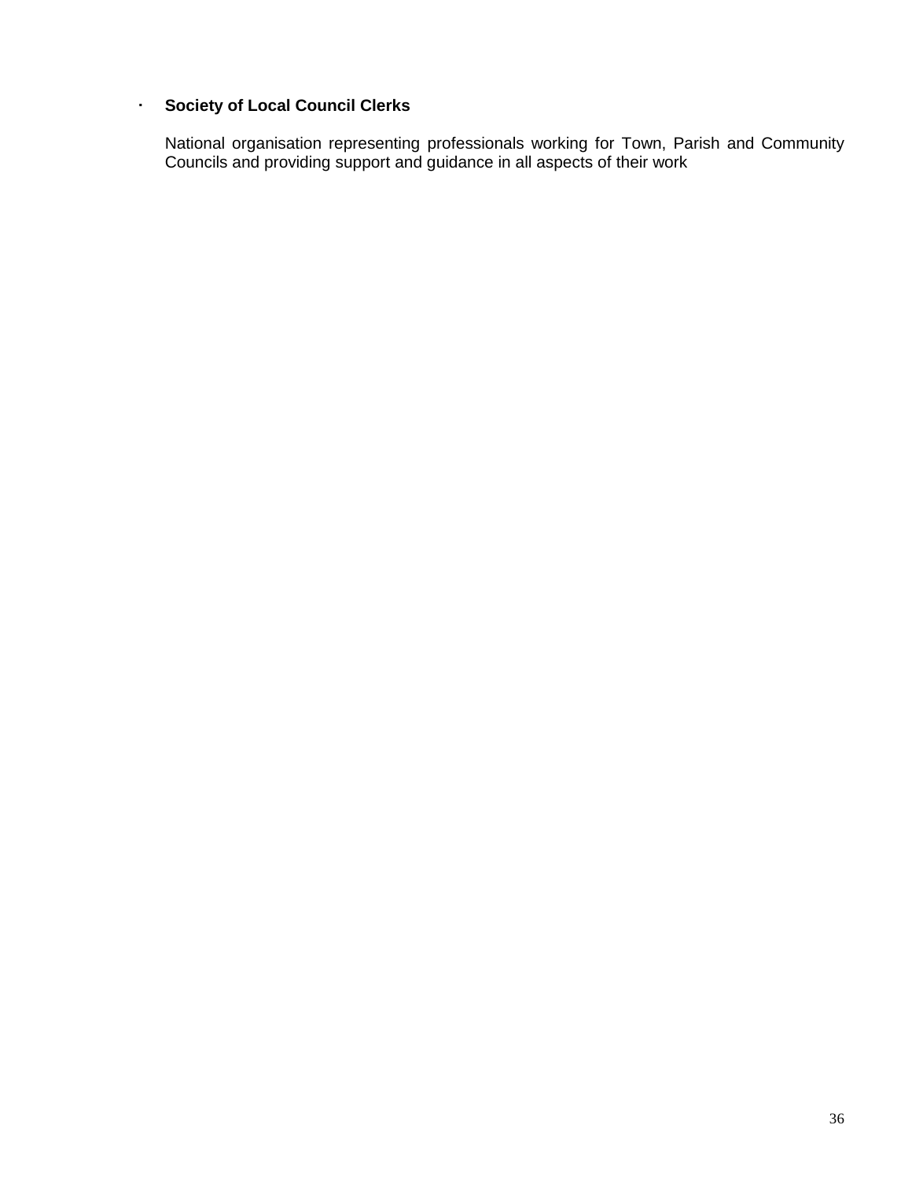- **Society of Local Council Clerks**

  National organisation representing professionals working for Town, Parish and Community Councils and providing support and guidance in all aspects of their work